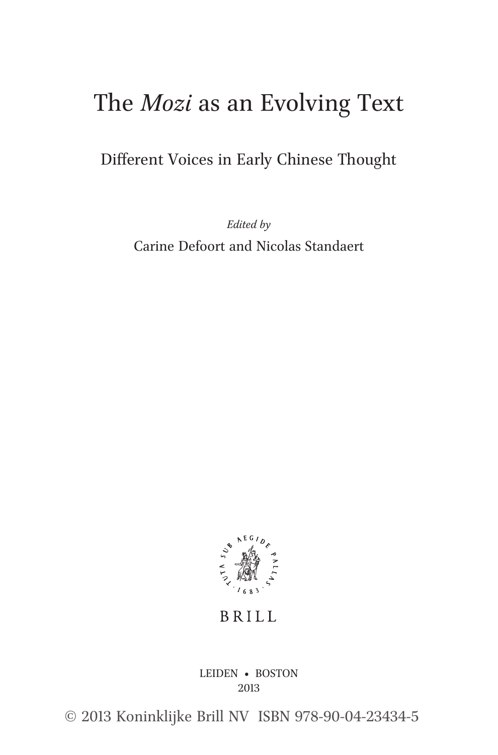# The *Mozi* as an Evolving Text

## Different Voices in Early Chinese Thought

*Edited by*

Carine Defoort and Nicolas Standaert

BRILL

LEIDEN • BOSTON
2013

© 2013 Koninklijke Brill NV ISBN 978-90-04-23434-5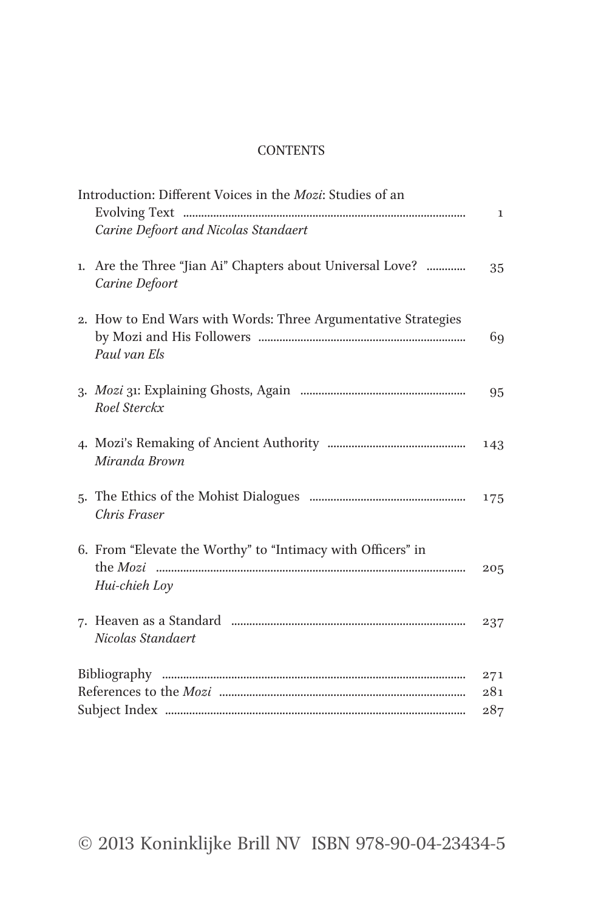# CONTENTS

Introduction: Different Voices in the *Mozi*: Studies of an Evolving Text ..... 1
*Carine Defoort and Nicolas Standaert*

1. Are the Three "Jian Ai" Chapters about Universal Love? ..... 35
*Carine Defoort*

2. How to End Wars with Words: Three Argumentative Strategies by Mozi and His Followers ..... 69
*Paul van Els*

3. *Mozi* 31: Explaining Ghosts, Again ..... 95
*Roel Sterckx*

4. Mozi's Remaking of Ancient Authority ..... 143
*Miranda Brown*

5. The Ethics of the Mohist Dialogues ..... 175
*Chris Fraser*

6. From "Elevate the Worthy" to "Intimacy with Officers" in the *Mozi* ..... 205
*Hui-chieh Loy*

7. Heaven as a Standard ..... 237
*Nicolas Standaert*

Bibliography ..... 271
References to the *Mozi* ..... 281
Subject Index ..... 287

© 2013 Koninklijke Brill NV ISBN 978-90-04-23434-5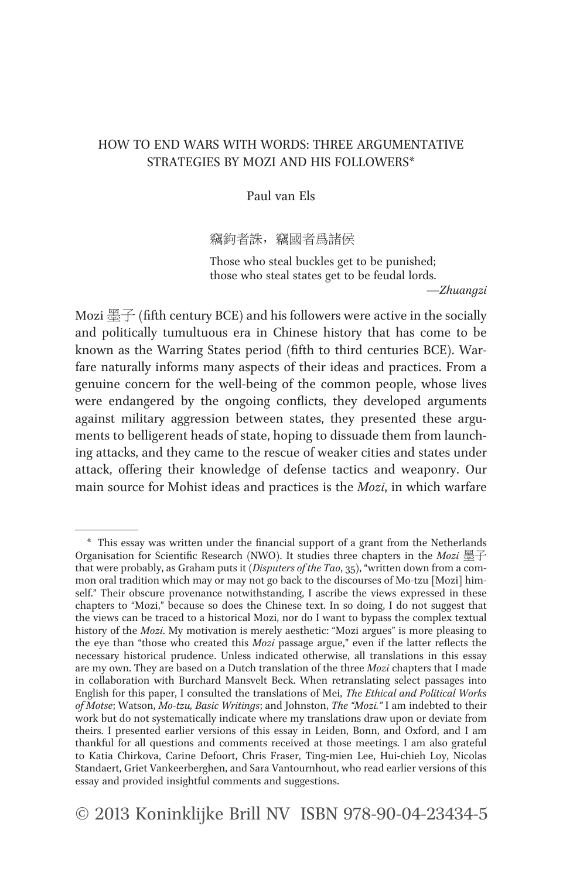# HOW TO END WARS WITH WORDS: THREE ARGUMENTATIVE STRATEGIES BY MOZI AND HIS FOLLOWERS*

Paul van Els

竊鉤者誅，竊國者爲諸侯

Those who steal buckles get to be punished;
those who steal states get to be feudal lords.

—*Zhuangzi*

Mozi 墨子 (fifth century BCE) and his followers were active in the socially and politically tumultuous era in Chinese history that has come to be known as the Warring States period (fifth to third centuries BCE). Warfare naturally informs many aspects of their ideas and practices. From a genuine concern for the well-being of the common people, whose lives were endangered by the ongoing conflicts, they developed arguments against military aggression between states, they presented these arguments to belligerent heads of state, hoping to dissuade them from launching attacks, and they came to the rescue of weaker cities and states under attack, offering their knowledge of defense tactics and weaponry. Our main source for Mohist ideas and practices is the *Mozi*, in which warfare

---

\* This essay was written under the financial support of a grant from the Netherlands Organisation for Scientific Research (NWO). It studies three chapters in the *Mozi* 墨子 that were probably, as Graham puts it (*Disputers of the Tao*, 35), "written down from a common oral tradition which may or may not go back to the discourses of Mo-tzu [Mozi] himself." Their obscure provenance notwithstanding, I ascribe the views expressed in these chapters to "Mozi," because so does the Chinese text. In so doing, I do not suggest that the views can be traced to a historical Mozi, nor do I want to bypass the complex textual history of the *Mozi*. My motivation is merely aesthetic: "Mozi argues" is more pleasing to the eye than "those who created this *Mozi* passage argue," even if the latter reflects the necessary historical prudence. Unless indicated otherwise, all translations in this essay are my own. They are based on a Dutch translation of the three *Mozi* chapters that I made in collaboration with Burchard Mansvelt Beck. When retranslating select passages into English for this paper, I consulted the translations of Mei, *The Ethical and Political Works of Motse*; Watson, *Mo-tzu, Basic Writings*; and Johnston, *The "Mozi."* I am indebted to their work but do not systematically indicate where my translations draw upon or deviate from theirs. I presented earlier versions of this essay in Leiden, Bonn, and Oxford, and I am thankful for all questions and comments received at those meetings. I am also grateful to Katia Chirkova, Carine Defoort, Chris Fraser, Ting-mien Lee, Hui-chieh Loy, Nicolas Standaert, Griet Vankeerberghen, and Sara Vantournhout, who read earlier versions of this essay and provided insightful comments and suggestions.

© 2013 Koninklijke Brill NV ISBN 978-90-04-23434-5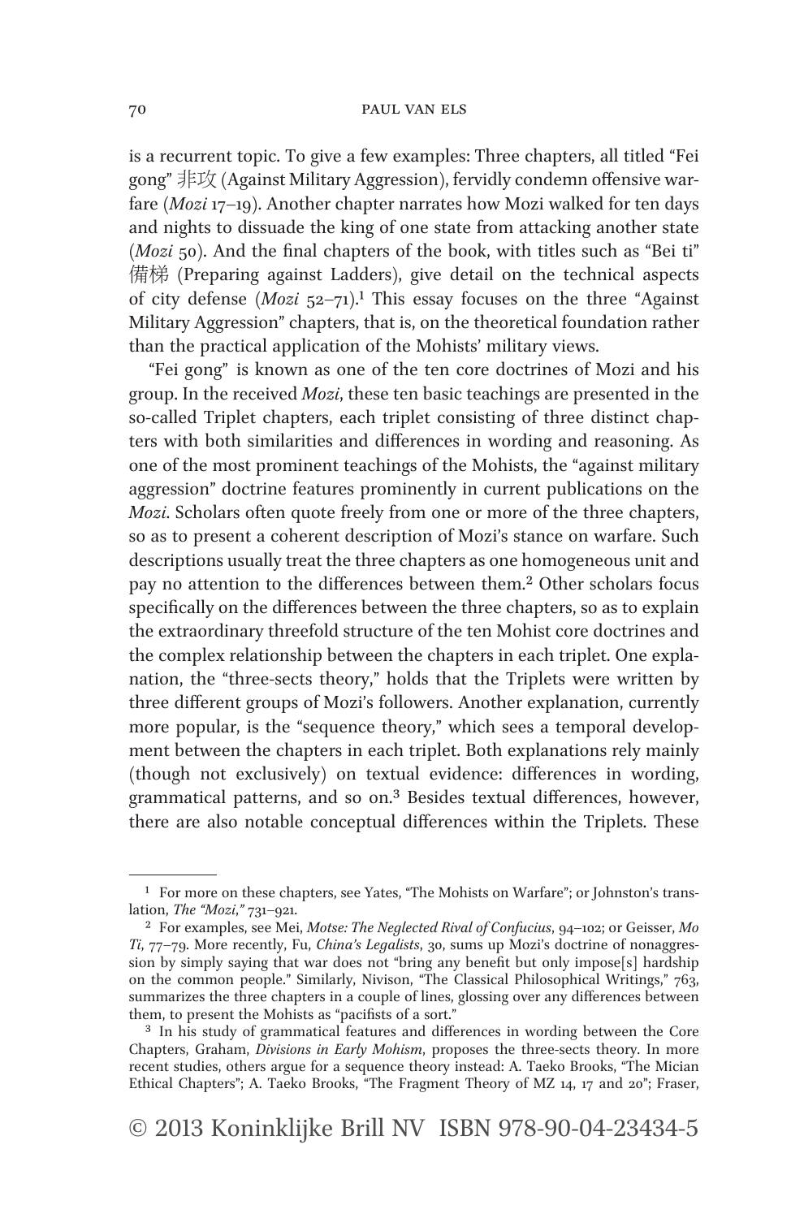is a recurrent topic. To give a few examples: Three chapters, all titled "Fei gong" 非攻 (Against Military Aggression), fervidly condemn offensive warfare (*Mozi* 17–19). Another chapter narrates how Mozi walked for ten days and nights to dissuade the king of one state from attacking another state (*Mozi* 50). And the final chapters of the book, with titles such as "Bei ti" 備梯 (Preparing against Ladders), give detail on the technical aspects of city defense (*Mozi* 52–71).[1] This essay focuses on the three "Against Military Aggression" chapters, that is, on the theoretical foundation rather than the practical application of the Mohists' military views.

"Fei gong" is known as one of the ten core doctrines of Mozi and his group. In the received *Mozi*, these ten basic teachings are presented in the so-called Triplet chapters, each triplet consisting of three distinct chapters with both similarities and differences in wording and reasoning. As one of the most prominent teachings of the Mohists, the "against military aggression" doctrine features prominently in current publications on the *Mozi*. Scholars often quote freely from one or more of the three chapters, so as to present a coherent description of Mozi's stance on warfare. Such descriptions usually treat the three chapters as one homogeneous unit and pay no attention to the differences between them.[2] Other scholars focus specifically on the differences between the three chapters, so as to explain the extraordinary threefold structure of the ten Mohist core doctrines and the complex relationship between the chapters in each triplet. One explanation, the "three-sects theory," holds that the Triplets were written by three different groups of Mozi's followers. Another explanation, currently more popular, is the "sequence theory," which sees a temporal development between the chapters in each triplet. Both explanations rely mainly (though not exclusively) on textual evidence: differences in wording, grammatical patterns, and so on.[3] Besides textual differences, however, there are also notable conceptual differences within the Triplets. These

---

[1] For more on these chapters, see Yates, "The Mohists on Warfare"; or Johnston's translation, *The "Mozi,"* 731–921.

[2] For examples, see Mei, *Motse: The Neglected Rival of Confucius*, 94–102; or Geisser, *Mo Ti*, 77–79. More recently, Fu, *China's Legalists*, 30, sums up Mozi's doctrine of nonaggression by simply saying that war does not "bring any benefit but only impose[s] hardship on the common people." Similarly, Nivison, "The Classical Philosophical Writings," 763, summarizes the three chapters in a couple of lines, glossing over any differences between them, to present the Mohists as "pacifists of a sort."

[3] In his study of grammatical features and differences in wording between the Core Chapters, Graham, *Divisions in Early Mohism*, proposes the three-sects theory. In more recent studies, others argue for a sequence theory instead: A. Taeko Brooks, "The Mician Ethical Chapters"; A. Taeko Brooks, "The Fragment Theory of MZ 14, 17 and 20"; Fraser,

© 2013 Koninklijke Brill NV ISBN 978-90-04-23434-5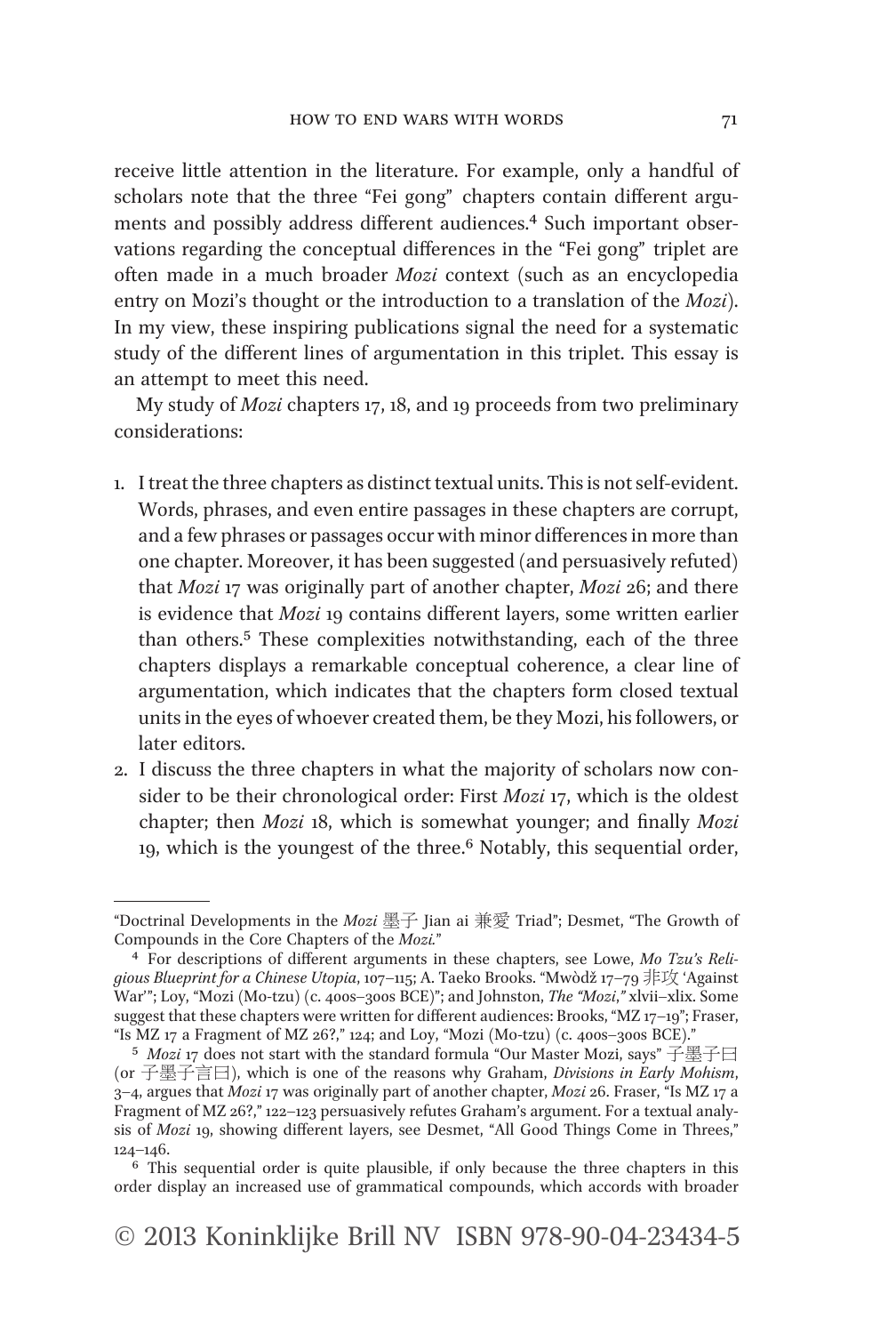receive little attention in the literature. For example, only a handful of scholars note that the three "Fei gong" chapters contain different arguments and possibly address different audiences.[4] Such important observations regarding the conceptual differences in the "Fei gong" triplet are often made in a much broader *Mozi* context (such as an encyclopedia entry on Mozi's thought or the introduction to a translation of the *Mozi*). In my view, these inspiring publications signal the need for a systematic study of the different lines of argumentation in this triplet. This essay is an attempt to meet this need.

My study of *Mozi* chapters 17, 18, and 19 proceeds from two preliminary considerations:

1. I treat the three chapters as distinct textual units. This is not self-evident. Words, phrases, and even entire passages in these chapters are corrupt, and a few phrases or passages occur with minor differences in more than one chapter. Moreover, it has been suggested (and persuasively refuted) that *Mozi* 17 was originally part of another chapter, *Mozi* 26; and there is evidence that *Mozi* 19 contains different layers, some written earlier than others.[5] These complexities notwithstanding, each of the three chapters displays a remarkable conceptual coherence, a clear line of argumentation, which indicates that the chapters form closed textual units in the eyes of whoever created them, be they Mozi, his followers, or later editors.
2. I discuss the three chapters in what the majority of scholars now consider to be their chronological order: First *Mozi* 17, which is the oldest chapter; then *Mozi* 18, which is somewhat younger; and finally *Mozi* 19, which is the youngest of the three.[6] Notably, this sequential order,

---

"Doctrinal Developments in the *Mozi* 墨子 Jian ai 兼愛 Triad"; Desmet, "The Growth of Compounds in the Core Chapters of the *Mozi*."

[4] For descriptions of different arguments in these chapters, see Lowe, *Mo Tzu's Religious Blueprint for a Chinese Utopia*, 107–115; A. Taeko Brooks. "Mwòdž 17–79 非攻 'Against War'"; Loy, "Mozi (Mo-tzu) (c. 400s–300s BCE)"; and Johnston, *The "Mozi,"* xlvii–xlix. Some suggest that these chapters were written for different audiences: Brooks, "MZ 17–19"; Fraser, "Is MZ 17 a Fragment of MZ 26?," 124; and Loy, "Mozi (Mo-tzu) (c. 400s–300s BCE)."

[5] *Mozi* 17 does not start with the standard formula "Our Master Mozi, says" 子墨子曰 (or 子墨子言曰), which is one of the reasons why Graham, *Divisions in Early Mohism*, 3–4, argues that *Mozi* 17 was originally part of another chapter, *Mozi* 26. Fraser, "Is MZ 17 a Fragment of MZ 26?," 122–123 persuasively refutes Graham's argument. For a textual analysis of *Mozi* 19, showing different layers, see Desmet, "All Good Things Come in Threes," 124–146.

[6] This sequential order is quite plausible, if only because the three chapters in this order display an increased use of grammatical compounds, which accords with broader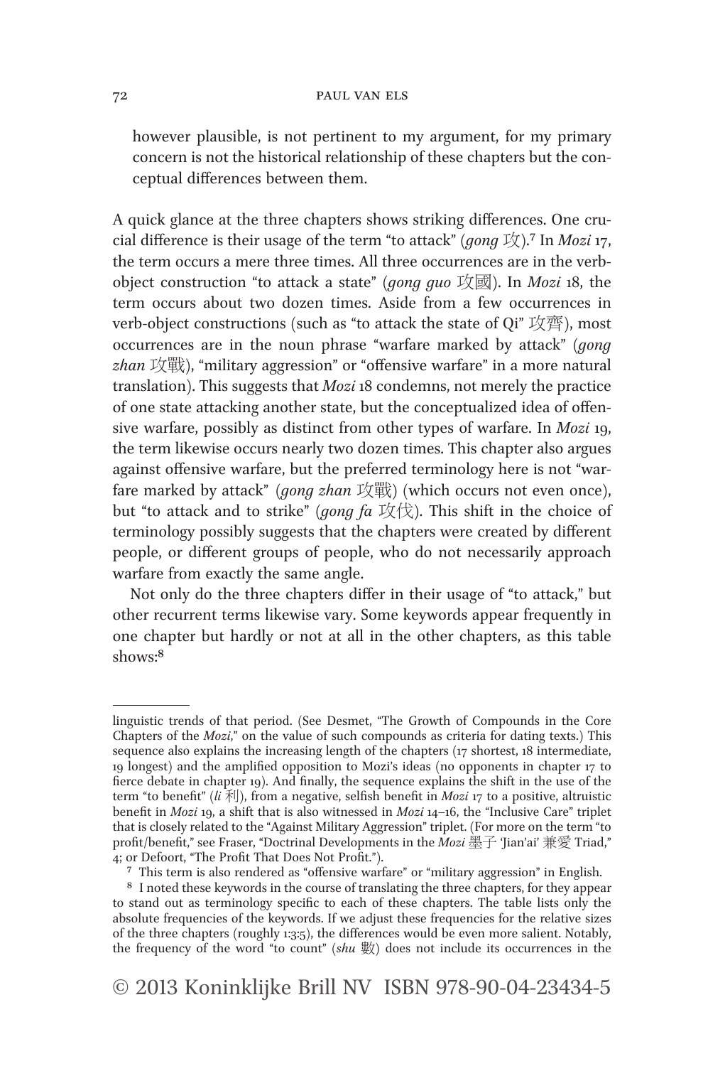however plausible, is not pertinent to my argument, for my primary concern is not the historical relationship of these chapters but the conceptual differences between them.

A quick glance at the three chapters shows striking differences. One crucial difference is their usage of the term "to attack" (*gong* 攻).[7] In *Mozi* 17, the term occurs a mere three times. All three occurrences are in the verb-object construction "to attack a state" (*gong guo* 攻國). In *Mozi* 18, the term occurs about two dozen times. Aside from a few occurrences in verb-object constructions (such as "to attack the state of Qi" 攻齊), most occurrences are in the noun phrase "warfare marked by attack" (*gong zhan* 攻戰), "military aggression" or "offensive warfare" in a more natural translation). This suggests that *Mozi* 18 condemns, not merely the practice of one state attacking another state, but the conceptualized idea of offensive warfare, possibly as distinct from other types of warfare. In *Mozi* 19, the term likewise occurs nearly two dozen times. This chapter also argues against offensive warfare, but the preferred terminology here is not "warfare marked by attack" (*gong zhan* 攻戰) (which occurs not even once), but "to attack and to strike" (*gong fa* 攻伐). This shift in the choice of terminology possibly suggests that the chapters were created by different people, or different groups of people, who do not necessarily approach warfare from exactly the same angle.

Not only do the three chapters differ in their usage of "to attack," but other recurrent terms likewise vary. Some keywords appear frequently in one chapter but hardly or not at all in the other chapters, as this table shows:[8]

---

linguistic trends of that period. (See Desmet, "The Growth of Compounds in the Core Chapters of the *Mozi*," on the value of such compounds as criteria for dating texts.) This sequence also explains the increasing length of the chapters (17 shortest, 18 intermediate, 19 longest) and the amplified opposition to Mozi's ideas (no opponents in chapter 17 to fierce debate in chapter 19). And finally, the sequence explains the shift in the use of the term "to benefit" (*li* 利), from a negative, selfish benefit in *Mozi* 17 to a positive, altruistic benefit in *Mozi* 19, a shift that is also witnessed in *Mozi* 14–16, the "Inclusive Care" triplet that is closely related to the "Against Military Aggression" triplet. (For more on the term "to profit/benefit," see Fraser, "Doctrinal Developments in the *Mozi* 墨子 'Jian'ai' 兼愛 Triad," 4; or Defoort, "The Profit That Does Not Profit.").

[7] This term is also rendered as "offensive warfare" or "military aggression" in English.

[8] I noted these keywords in the course of translating the three chapters, for they appear to stand out as terminology specific to each of these chapters. The table lists only the absolute frequencies of the keywords. If we adjust these frequencies for the relative sizes of the three chapters (roughly 1:3:5), the differences would be even more salient. Notably, the frequency of the word "to count" (*shu* 數) does not include its occurrences in the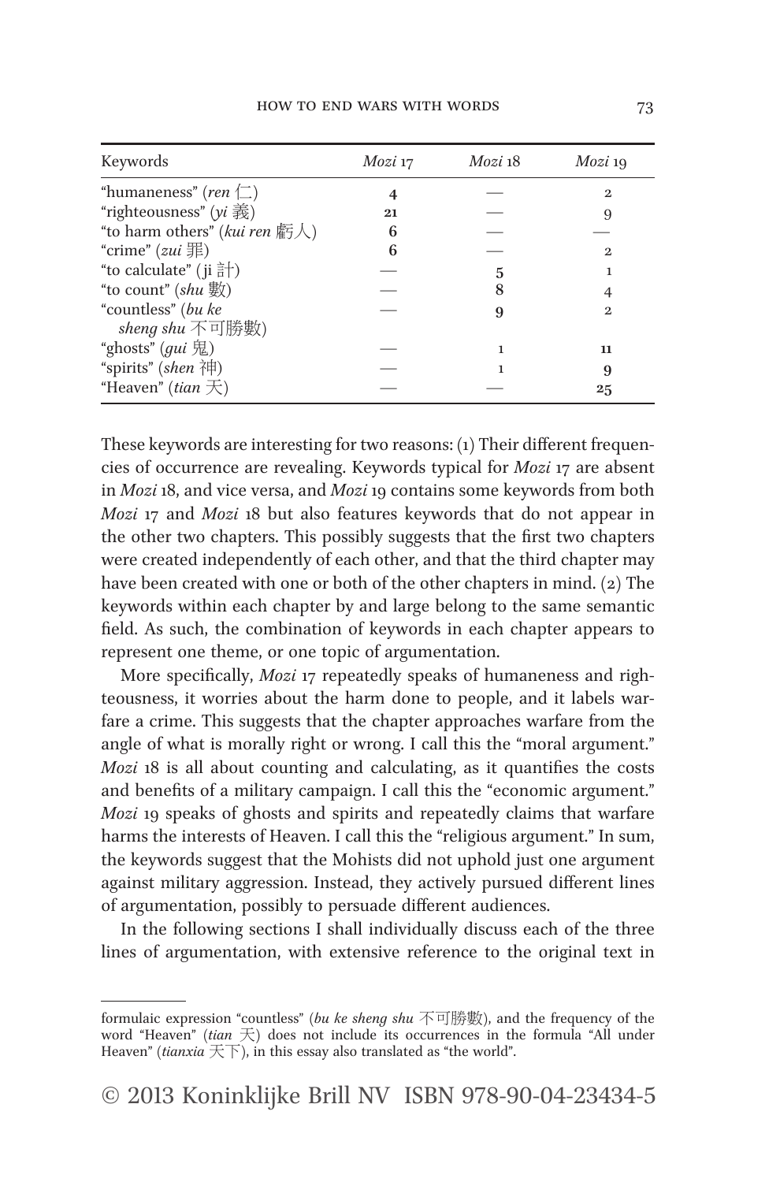| Keywords | *Mozi* 17 | *Mozi* 18 | *Mozi* 19 |
|---|---|---|---|
| "humaneness" (*ren* 仁) | 4 | — | 2 |
| "righteousness" (*yi* 義) | 21 | — | 9 |
| "to harm others" (*kui ren* 虧人) | 6 | — | — |
| "crime" (*zui* 罪) | 6 | — | 2 |
| "to calculate" (ji 計) | — | 5 | 1 |
| "to count" (*shu* 數) | — | 8 | 4 |
| "countless" (*bu ke sheng shu* 不可勝數) | — | 9 | 2 |
| "ghosts" (*gui* 鬼) | — | 1 | 11 |
| "spirits" (*shen* 神) | — | 1 | 9 |
| "Heaven" (*tian* 天) | — | — | 25 |

These keywords are interesting for two reasons: (1) Their different frequencies of occurrence are revealing. Keywords typical for *Mozi* 17 are absent in *Mozi* 18, and vice versa, and *Mozi* 19 contains some keywords from both *Mozi* 17 and *Mozi* 18 but also features keywords that do not appear in the other two chapters. This possibly suggests that the first two chapters were created independently of each other, and that the third chapter may have been created with one or both of the other chapters in mind. (2) The keywords within each chapter by and large belong to the same semantic field. As such, the combination of keywords in each chapter appears to represent one theme, or one topic of argumentation.

More specifically, *Mozi* 17 repeatedly speaks of humaneness and righteousness, it worries about the harm done to people, and it labels warfare a crime. This suggests that the chapter approaches warfare from the angle of what is morally right or wrong. I call this the "moral argument." *Mozi* 18 is all about counting and calculating, as it quantifies the costs and benefits of a military campaign. I call this the "economic argument." *Mozi* 19 speaks of ghosts and spirits and repeatedly claims that warfare harms the interests of Heaven. I call this the "religious argument." In sum, the keywords suggest that the Mohists did not uphold just one argument against military aggression. Instead, they actively pursued different lines of argumentation, possibly to persuade different audiences.

In the following sections I shall individually discuss each of the three lines of argumentation, with extensive reference to the original text in

formulaic expression "countless" (*bu ke sheng shu* 不可勝數), and the frequency of the word "Heaven" (*tian* 天) does not include its occurrences in the formula "All under Heaven" (*tianxia* 天下), in this essay also translated as "the world".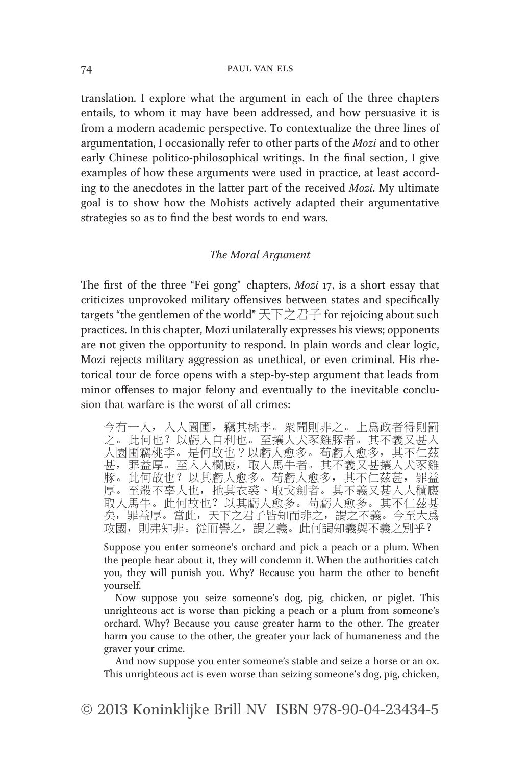translation. I explore what the argument in each of the three chapters entails, to whom it may have been addressed, and how persuasive it is from a modern academic perspective. To contextualize the three lines of argumentation, I occasionally refer to other parts of the *Mozi* and to other early Chinese politico-philosophical writings. In the final section, I give examples of how these arguments were used in practice, at least according to the anecdotes in the latter part of the received *Mozi*. My ultimate goal is to show how the Mohists actively adapted their argumentative strategies so as to find the best words to end wars.

### *The Moral Argument*

The first of the three "Fei gong" chapters, *Mozi* 17, is a short essay that criticizes unprovoked military offensives between states and specifically targets "the gentlemen of the world" 天下之君子 for rejoicing about such practices. In this chapter, Mozi unilaterally expresses his views; opponents are not given the opportunity to respond. In plain words and clear logic, Mozi rejects military aggression as unethical, or even criminal. His rhetorical tour de force opens with a step-by-step argument that leads from minor offenses to major felony and eventually to the inevitable conclusion that warfare is the worst of all crimes:

> 今有一人，入人園圃，竊其桃李。衆聞則非之。上爲政者得則罰之。此何也？以虧人自利也。至攘人犬豕雞豚者。其不義又甚入人園圃竊桃李。是何故也？以虧人愈多。苟虧人愈多，其不仁茲甚，罪益厚。至入人欄廄，取人馬牛者。其不義又甚攘人犬豕雞豚。此何故也？以其虧人愈多。苟虧人愈多，其不仁茲甚，罪益厚。至殺不辜人也，扡其衣裘、取戈劍者。其不義又甚入人欄廄取人馬牛。此何故也？以其虧人愈多。苟虧人愈多。其不仁茲甚矣，罪益厚。當此，天下之君子皆知而非之，謂之不義。今至大爲攻國，則弗知非。從而譽之，謂之義。此何謂知義與不義之別乎？
>
> Suppose you enter someone's orchard and pick a peach or a plum. When the people hear about it, they will condemn it. When the authorities catch you, they will punish you. Why? Because you harm the other to benefit yourself.
>
> Now suppose you seize someone's dog, pig, chicken, or piglet. This unrighteous act is worse than picking a peach or a plum from someone's orchard. Why? Because you cause greater harm to the other. The greater harm you cause to the other, the greater your lack of humaneness and the graver your crime.
>
> And now suppose you enter someone's stable and seize a horse or an ox. This unrighteous act is even worse than seizing someone's dog, pig, chicken,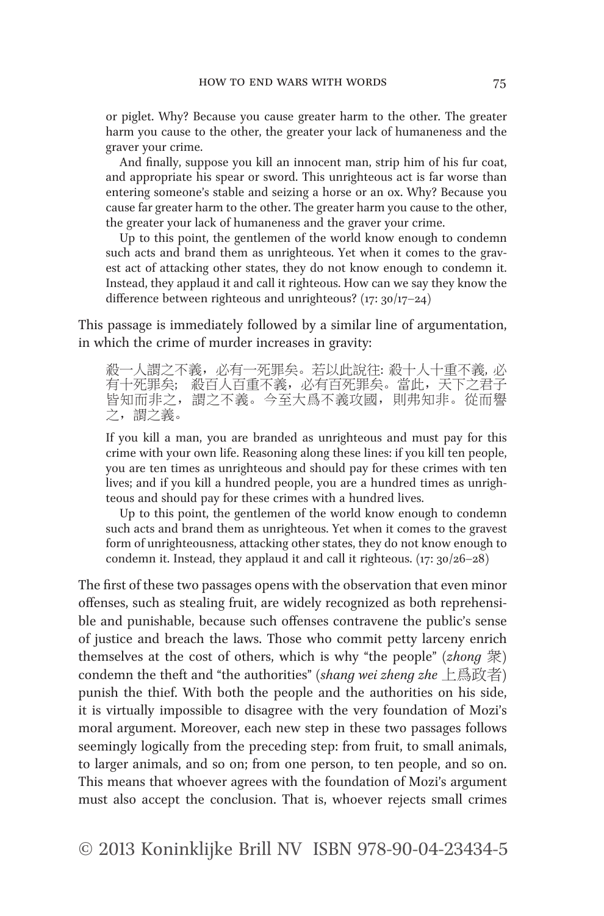or piglet. Why? Because you cause greater harm to the other. The greater harm you cause to the other, the greater your lack of humaneness and the graver your crime.

And finally, suppose you kill an innocent man, strip him of his fur coat, and appropriate his spear or sword. This unrighteous act is far worse than entering someone's stable and seizing a horse or an ox. Why? Because you cause far greater harm to the other. The greater harm you cause to the other, the greater your lack of humaneness and the graver your crime.

Up to this point, the gentlemen of the world know enough to condemn such acts and brand them as unrighteous. Yet when it comes to the gravest act of attacking other states, they do not know enough to condemn it. Instead, they applaud it and call it righteous. How can we say they know the difference between righteous and unrighteous? (17: 30/17–24)

This passage is immediately followed by a similar line of argumentation, in which the crime of murder increases in gravity:

> 殺一人謂之不義，必有一死罪矣。若以此說往: 殺十人十重不義, 必有十死罪矣； 殺百人百重不義，必有百死罪矣。當此，天下之君子皆知而非之，謂之不義。今至大爲不義攻國，則弗知非。從而譽之，謂之義。
>
> If you kill a man, you are branded as unrighteous and must pay for this crime with your own life. Reasoning along these lines: if you kill ten people, you are ten times as unrighteous and should pay for these crimes with ten lives; and if you kill a hundred people, you are a hundred times as unrighteous and should pay for these crimes with a hundred lives.
>
> Up to this point, the gentlemen of the world know enough to condemn such acts and brand them as unrighteous. Yet when it comes to the gravest form of unrighteousness, attacking other states, they do not know enough to condemn it. Instead, they applaud it and call it righteous. (17: 30/26–28)

The first of these two passages opens with the observation that even minor offenses, such as stealing fruit, are widely recognized as both reprehensible and punishable, because such offenses contravene the public's sense of justice and breach the laws. Those who commit petty larceny enrich themselves at the cost of others, which is why "the people" (*zhong* 衆) condemn the theft and "the authorities" (*shang wei zheng zhe* 上爲政者) punish the thief. With both the people and the authorities on his side, it is virtually impossible to disagree with the very foundation of Mozi's moral argument. Moreover, each new step in these two passages follows seemingly logically from the preceding step: from fruit, to small animals, to larger animals, and so on; from one person, to ten people, and so on. This means that whoever agrees with the foundation of Mozi's argument must also accept the conclusion. That is, whoever rejects small crimes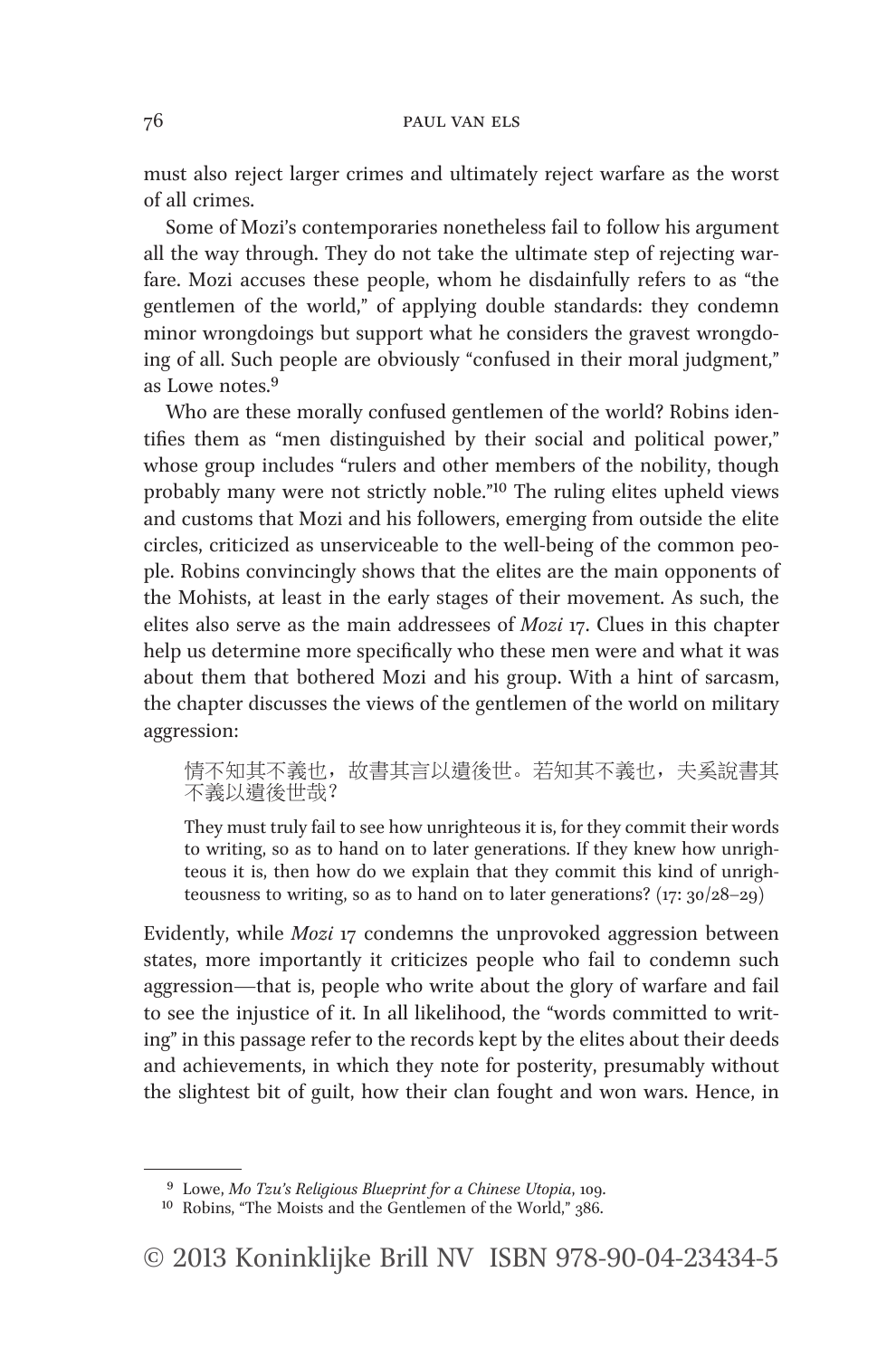must also reject larger crimes and ultimately reject warfare as the worst of all crimes.

Some of Mozi's contemporaries nonetheless fail to follow his argument all the way through. They do not take the ultimate step of rejecting warfare. Mozi accuses these people, whom he disdainfully refers to as "the gentlemen of the world," of applying double standards: they condemn minor wrongdoings but support what he considers the gravest wrongdoing of all. Such people are obviously "confused in their moral judgment," as Lowe notes.[9]

Who are these morally confused gentlemen of the world? Robins identifies them as "men distinguished by their social and political power," whose group includes "rulers and other members of the nobility, though probably many were not strictly noble."[10] The ruling elites upheld views and customs that Mozi and his followers, emerging from outside the elite circles, criticized as unserviceable to the well-being of the common people. Robins convincingly shows that the elites are the main opponents of the Mohists, at least in the early stages of their movement. As such, the elites also serve as the main addressees of *Mozi* 17. Clues in this chapter help us determine more specifically who these men were and what it was about them that bothered Mozi and his group. With a hint of sarcasm, the chapter discusses the views of the gentlemen of the world on military aggression:

> 情不知其不義也，故書其言以遺後世。若知其不義也，夫奚說書其不義以遺後世哉？
>
> They must truly fail to see how unrighteous it is, for they commit their words to writing, so as to hand on to later generations. If they knew how unrighteous it is, then how do we explain that they commit this kind of unrighteousness to writing, so as to hand on to later generations? (17: 30/28–29)

Evidently, while *Mozi* 17 condemns the unprovoked aggression between states, more importantly it criticizes people who fail to condemn such aggression—that is, people who write about the glory of warfare and fail to see the injustice of it. In all likelihood, the "words committed to writing" in this passage refer to the records kept by the elites about their deeds and achievements, in which they note for posterity, presumably without the slightest bit of guilt, how their clan fought and won wars. Hence, in

---

[9] Lowe, *Mo Tzu's Religious Blueprint for a Chinese Utopia*, 109.

[10] Robins, "The Moists and the Gentlemen of the World," 386.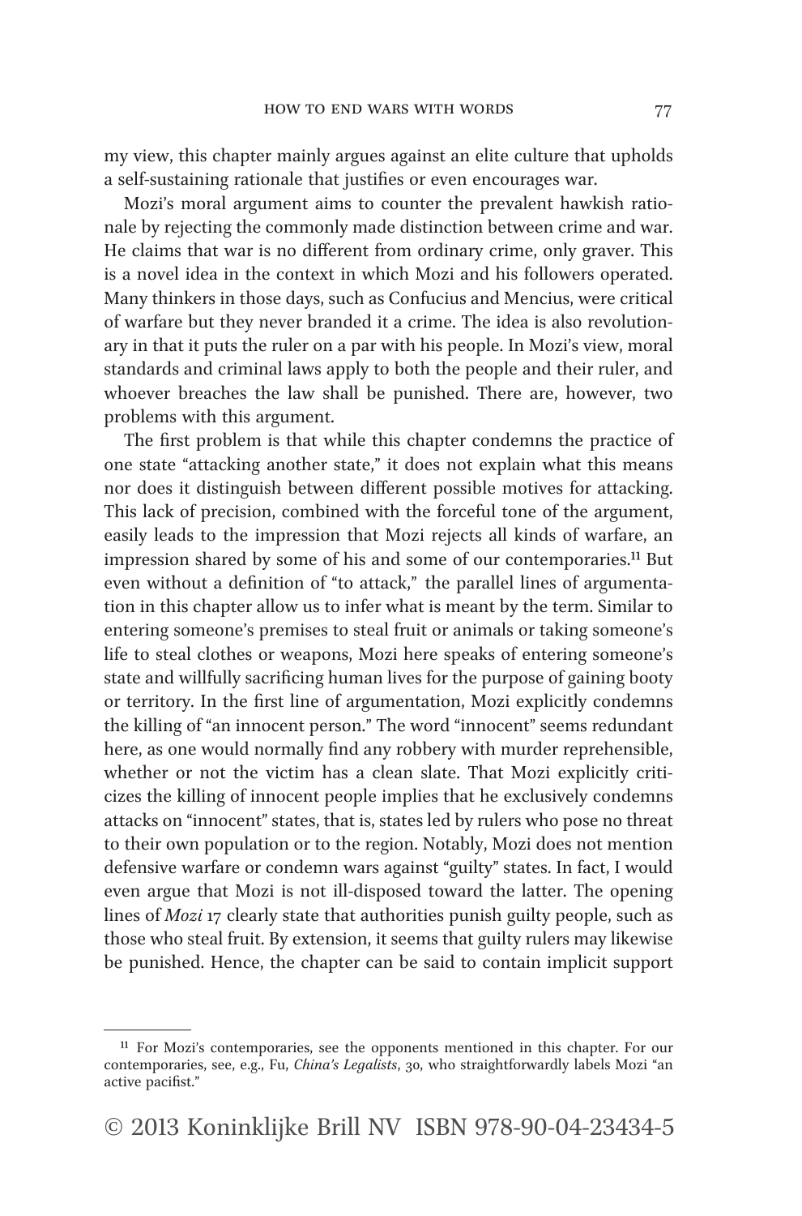my view, this chapter mainly argues against an elite culture that upholds a self-sustaining rationale that justifies or even encourages war.

Mozi's moral argument aims to counter the prevalent hawkish rationale by rejecting the commonly made distinction between crime and war. He claims that war is no different from ordinary crime, only graver. This is a novel idea in the context in which Mozi and his followers operated. Many thinkers in those days, such as Confucius and Mencius, were critical of warfare but they never branded it a crime. The idea is also revolutionary in that it puts the ruler on a par with his people. In Mozi's view, moral standards and criminal laws apply to both the people and their ruler, and whoever breaches the law shall be punished. There are, however, two problems with this argument.

The first problem is that while this chapter condemns the practice of one state "attacking another state," it does not explain what this means nor does it distinguish between different possible motives for attacking. This lack of precision, combined with the forceful tone of the argument, easily leads to the impression that Mozi rejects all kinds of warfare, an impression shared by some of his and some of our contemporaries.[11] But even without a definition of "to attack," the parallel lines of argumentation in this chapter allow us to infer what is meant by the term. Similar to entering someone's premises to steal fruit or animals or taking someone's life to steal clothes or weapons, Mozi here speaks of entering someone's state and willfully sacrificing human lives for the purpose of gaining booty or territory. In the first line of argumentation, Mozi explicitly condemns the killing of "an innocent person." The word "innocent" seems redundant here, as one would normally find any robbery with murder reprehensible, whether or not the victim has a clean slate. That Mozi explicitly criticizes the killing of innocent people implies that he exclusively condemns attacks on "innocent" states, that is, states led by rulers who pose no threat to their own population or to the region. Notably, Mozi does not mention defensive warfare or condemn wars against "guilty" states. In fact, I would even argue that Mozi is not ill-disposed toward the latter. The opening lines of *Mozi* 17 clearly state that authorities punish guilty people, such as those who steal fruit. By extension, it seems that guilty rulers may likewise be punished. Hence, the chapter can be said to contain implicit support

[11] For Mozi's contemporaries, see the opponents mentioned in this chapter. For our contemporaries, see, e.g., Fu, *China's Legalists*, 30, who straightforwardly labels Mozi "an active pacifist."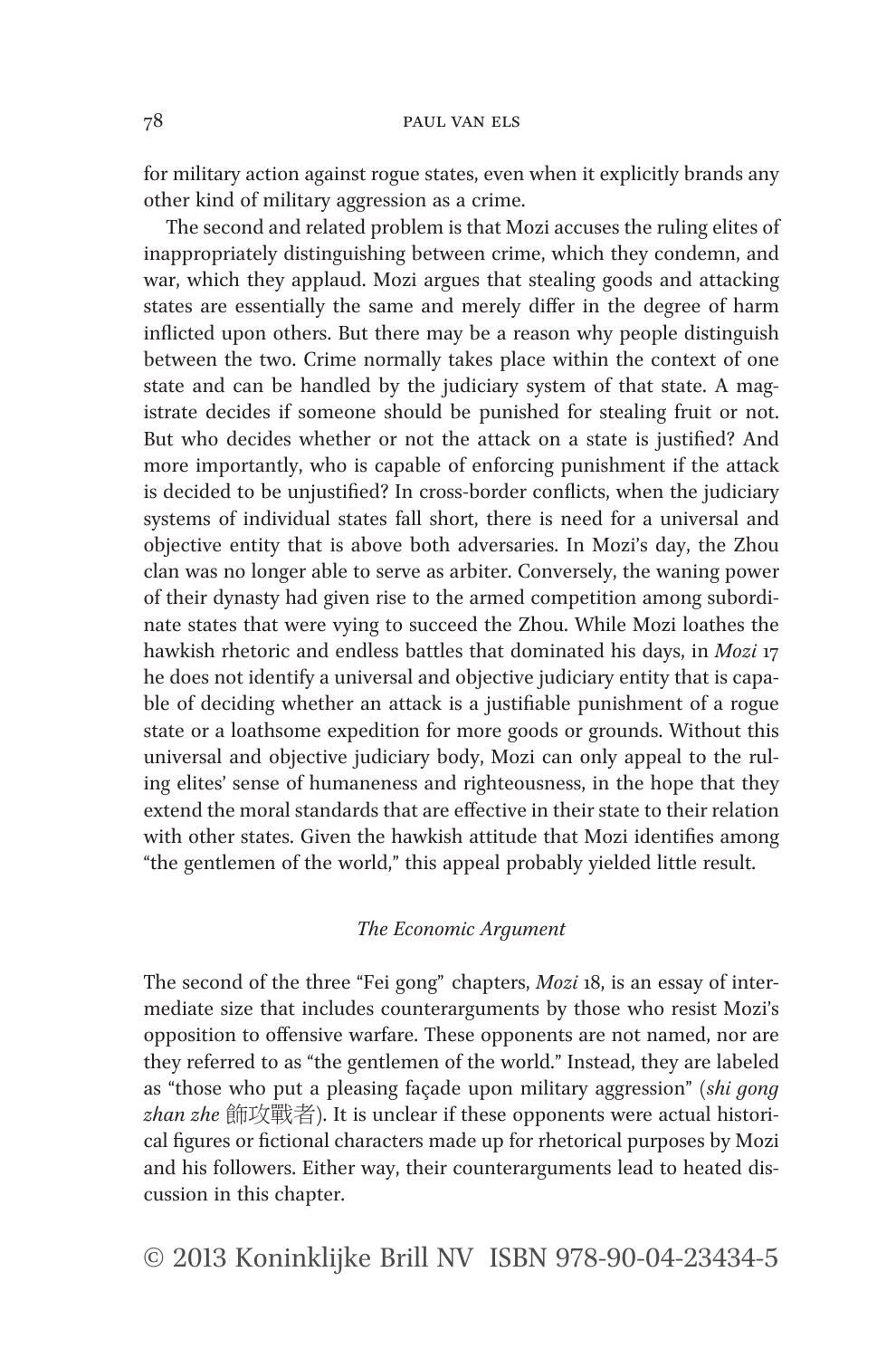for military action against rogue states, even when it explicitly brands any other kind of military aggression as a crime.

The second and related problem is that Mozi accuses the ruling elites of inappropriately distinguishing between crime, which they condemn, and war, which they applaud. Mozi argues that stealing goods and attacking states are essentially the same and merely differ in the degree of harm inflicted upon others. But there may be a reason why people distinguish between the two. Crime normally takes place within the context of one state and can be handled by the judiciary system of that state. A magistrate decides if someone should be punished for stealing fruit or not. But who decides whether or not the attack on a state is justified? And more importantly, who is capable of enforcing punishment if the attack is decided to be unjustified? In cross-border conflicts, when the judiciary systems of individual states fall short, there is need for a universal and objective entity that is above both adversaries. In Mozi's day, the Zhou clan was no longer able to serve as arbiter. Conversely, the waning power of their dynasty had given rise to the armed competition among subordinate states that were vying to succeed the Zhou. While Mozi loathes the hawkish rhetoric and endless battles that dominated his days, in *Mozi* 17 he does not identify a universal and objective judiciary entity that is capable of deciding whether an attack is a justifiable punishment of a rogue state or a loathsome expedition for more goods or grounds. Without this universal and objective judiciary body, Mozi can only appeal to the ruling elites' sense of humaneness and righteousness, in the hope that they extend the moral standards that are effective in their state to their relation with other states. Given the hawkish attitude that Mozi identifies among "the gentlemen of the world," this appeal probably yielded little result.

### *The Economic Argument*

The second of the three "Fei gong" chapters, *Mozi* 18, is an essay of intermediate size that includes counterarguments by those who resist Mozi's opposition to offensive warfare. These opponents are not named, nor are they referred to as "the gentlemen of the world." Instead, they are labeled as "those who put a pleasing façade upon military aggression" (*shi gong zhan zhe* 飾攻戰者). It is unclear if these opponents were actual historical figures or fictional characters made up for rhetorical purposes by Mozi and his followers. Either way, their counterarguments lead to heated discussion in this chapter.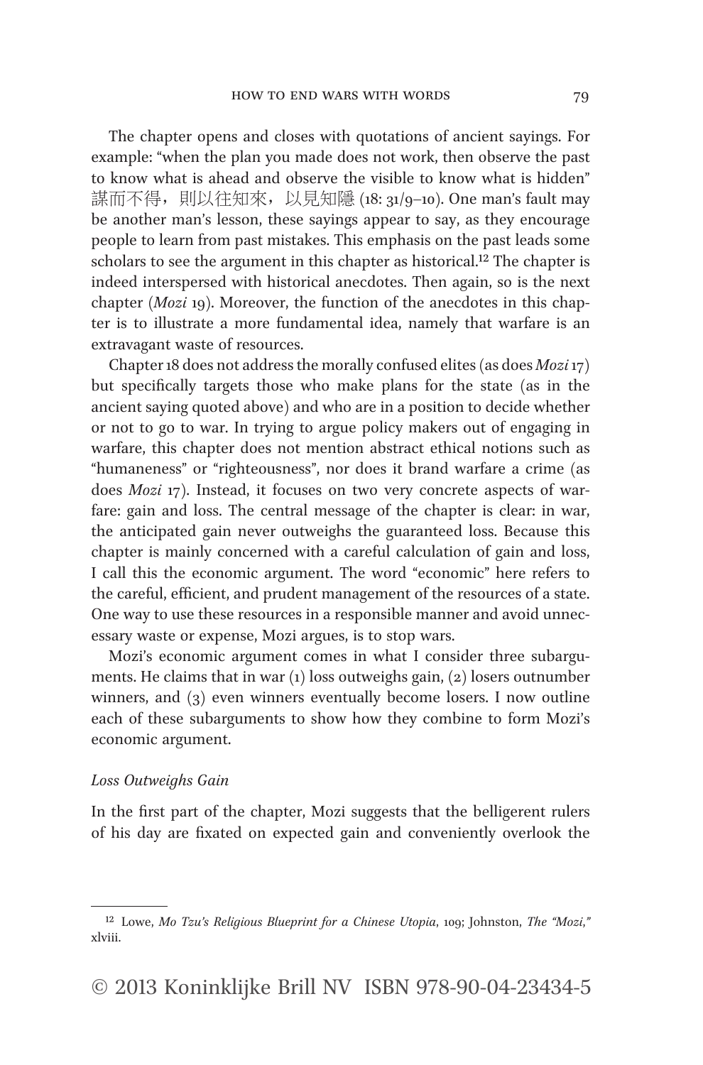The chapter opens and closes with quotations of ancient sayings. For example: "when the plan you made does not work, then observe the past to know what is ahead and observe the visible to know what is hidden" 謀而不得，則以往知來，以見知隱 (18: 31/9–10). One man's fault may be another man's lesson, these sayings appear to say, as they encourage people to learn from past mistakes. This emphasis on the past leads some scholars to see the argument in this chapter as historical.[12] The chapter is indeed interspersed with historical anecdotes. Then again, so is the next chapter (*Mozi* 19). Moreover, the function of the anecdotes in this chapter is to illustrate a more fundamental idea, namely that warfare is an extravagant waste of resources.

Chapter 18 does not address the morally confused elites (as does *Mozi* 17) but specifically targets those who make plans for the state (as in the ancient saying quoted above) and who are in a position to decide whether or not to go to war. In trying to argue policy makers out of engaging in warfare, this chapter does not mention abstract ethical notions such as "humaneness" or "righteousness", nor does it brand warfare a crime (as does *Mozi* 17). Instead, it focuses on two very concrete aspects of warfare: gain and loss. The central message of the chapter is clear: in war, the anticipated gain never outweighs the guaranteed loss. Because this chapter is mainly concerned with a careful calculation of gain and loss, I call this the economic argument. The word "economic" here refers to the careful, efficient, and prudent management of the resources of a state. One way to use these resources in a responsible manner and avoid unnecessary waste or expense, Mozi argues, is to stop wars.

Mozi's economic argument comes in what I consider three subarguments. He claims that in war (1) loss outweighs gain, (2) losers outnumber winners, and (3) even winners eventually become losers. I now outline each of these subarguments to show how they combine to form Mozi's economic argument.

### *Loss Outweighs Gain*

In the first part of the chapter, Mozi suggests that the belligerent rulers of his day are fixated on expected gain and conveniently overlook the

---

[12] Lowe, *Mo Tzu's Religious Blueprint for a Chinese Utopia*, 109; Johnston, *The "Mozi,"* xlviii.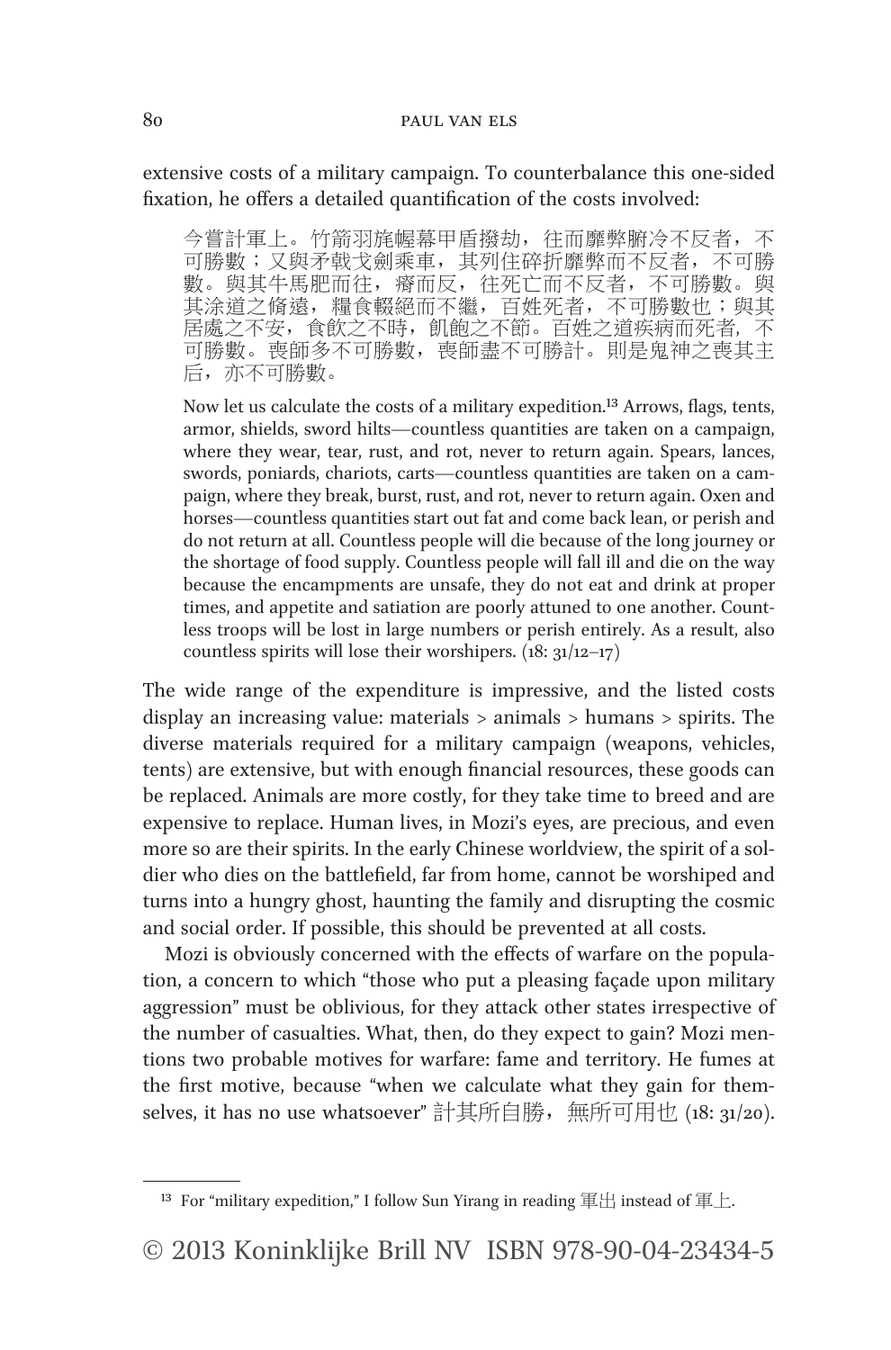extensive costs of a military campaign. To counterbalance this one-sided fixation, he offers a detailed quantification of the costs involved:

> 今嘗計軍上。竹箭羽旄幄幕甲盾撥劫，往而靡弊腑冷不反者，不可勝數；又與矛戟戈劍乘車，其列住碎折靡弊而不反者，不可勝數。與其牛馬肥而往，瘠而反，往死亡而不反者，不可勝數。與其涂道之脩遠，糧食輟絕而不繼，百姓死者，不可勝數也；與其居處之不安，食飲之不時，飢飽之不節。百姓之道疾病而死者，不可勝數。喪師多不可勝數，喪師盡不可勝計。則是鬼神之喪其主后，亦不可勝數。
>
> Now let us calculate the costs of a military expedition.[13] Arrows, flags, tents, armor, shields, sword hilts—countless quantities are taken on a campaign, where they wear, tear, rust, and rot, never to return again. Spears, lances, swords, poniards, chariots, carts—countless quantities are taken on a campaign, where they break, burst, rust, and rot, never to return again. Oxen and horses—countless quantities start out fat and come back lean, or perish and do not return at all. Countless people will die because of the long journey or the shortage of food supply. Countless people will fall ill and die on the way because the encampments are unsafe, they do not eat and drink at proper times, and appetite and satiation are poorly attuned to one another. Countless troops will be lost in large numbers or perish entirely. As a result, also countless spirits will lose their worshipers. (18: 31/12–17)

The wide range of the expenditure is impressive, and the listed costs display an increasing value: materials > animals > humans > spirits. The diverse materials required for a military campaign (weapons, vehicles, tents) are extensive, but with enough financial resources, these goods can be replaced. Animals are more costly, for they take time to breed and are expensive to replace. Human lives, in Mozi's eyes, are precious, and even more so are their spirits. In the early Chinese worldview, the spirit of a soldier who dies on the battlefield, far from home, cannot be worshiped and turns into a hungry ghost, haunting the family and disrupting the cosmic and social order. If possible, this should be prevented at all costs.

Mozi is obviously concerned with the effects of warfare on the population, a concern to which "those who put a pleasing façade upon military aggression" must be oblivious, for they attack other states irrespective of the number of casualties. What, then, do they expect to gain? Mozi mentions two probable motives for warfare: fame and territory. He fumes at the first motive, because "when we calculate what they gain for themselves, it has no use whatsoever" 計其所自勝，無所可用也 (18: 31/20).

---

[13] For "military expedition," I follow Sun Yirang in reading 軍出 instead of 軍上.

© 2013 Koninklijke Brill NV ISBN 978-90-04-23434-5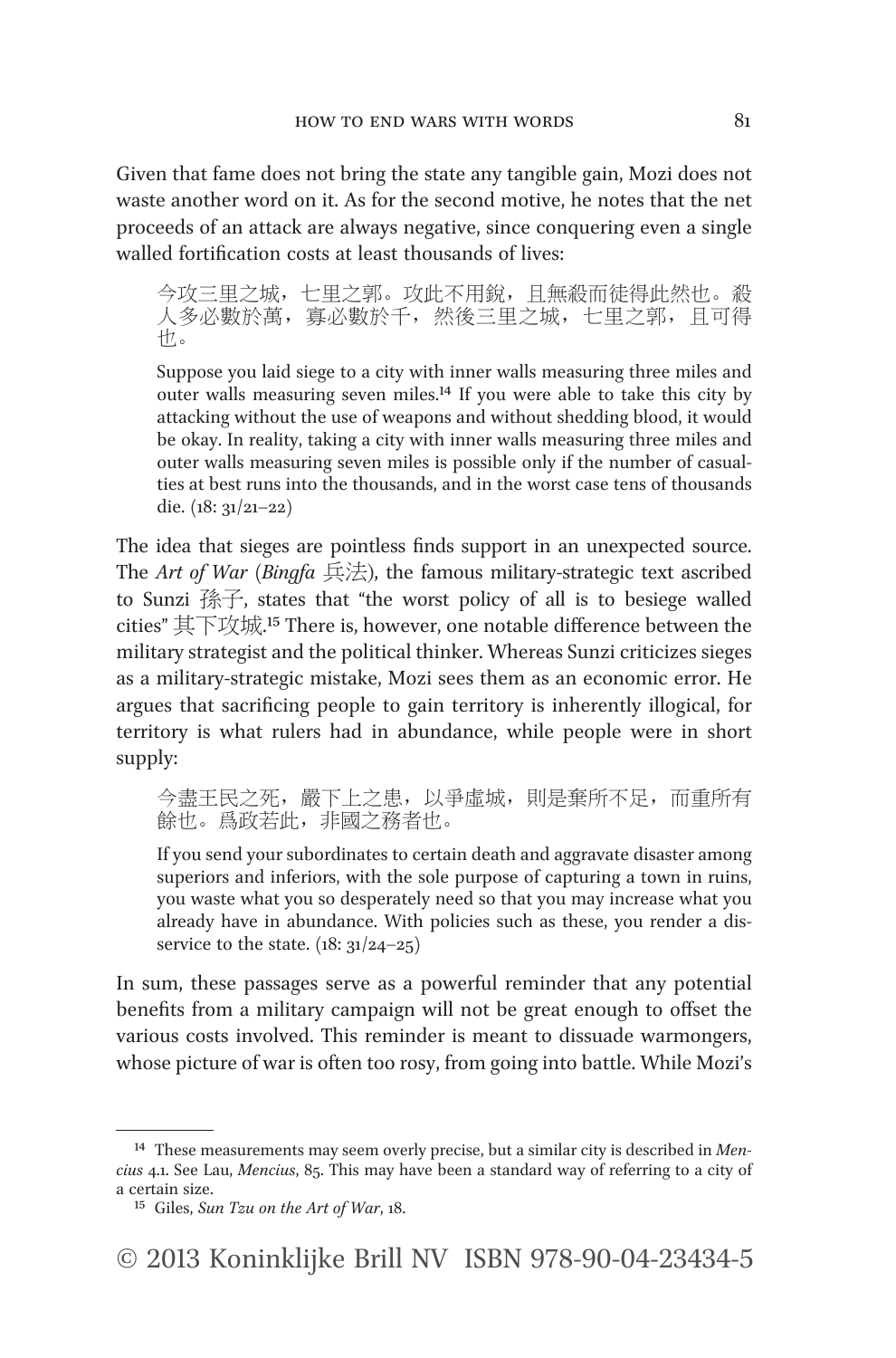Given that fame does not bring the state any tangible gain, Mozi does not waste another word on it. As for the second motive, he notes that the net proceeds of an attack are always negative, since conquering even a single walled fortification costs at least thousands of lives:

> 今攻三里之城，七里之郭。攻此不用銳，且無殺而徒得此然也。殺人多必數於萬，寡必數於千，然後三里之城，七里之郭，且可得也。
>
> Suppose you laid siege to a city with inner walls measuring three miles and outer walls measuring seven miles.[14] If you were able to take this city by attacking without the use of weapons and without shedding blood, it would be okay. In reality, taking a city with inner walls measuring three miles and outer walls measuring seven miles is possible only if the number of casualties at best runs into the thousands, and in the worst case tens of thousands die. (18: 31/21–22)

The idea that sieges are pointless finds support in an unexpected source. The *Art of War* (*Bingfa* 兵法), the famous military-strategic text ascribed to Sunzi 孫子, states that "the worst policy of all is to besiege walled cities" 其下攻城.[15] There is, however, one notable difference between the military strategist and the political thinker. Whereas Sunzi criticizes sieges as a military-strategic mistake, Mozi sees them as an economic error. He argues that sacrificing people to gain territory is inherently illogical, for territory is what rulers had in abundance, while people were in short supply:

> 今盡王民之死，嚴下上之患，以爭虛城，則是棄所不足，而重所有餘也。爲政若此，非國之務者也。
>
> If you send your subordinates to certain death and aggravate disaster among superiors and inferiors, with the sole purpose of capturing a town in ruins, you waste what you so desperately need so that you may increase what you already have in abundance. With policies such as these, you render a disservice to the state. (18: 31/24–25)

In sum, these passages serve as a powerful reminder that any potential benefits from a military campaign will not be great enough to offset the various costs involved. This reminder is meant to dissuade warmongers, whose picture of war is often too rosy, from going into battle. While Mozi's

---

[14] These measurements may seem overly precise, but a similar city is described in *Mencius* 4.1. See Lau, *Mencius*, 85. This may have been a standard way of referring to a city of a certain size.

[15] Giles, *Sun Tzu on the Art of War*, 18.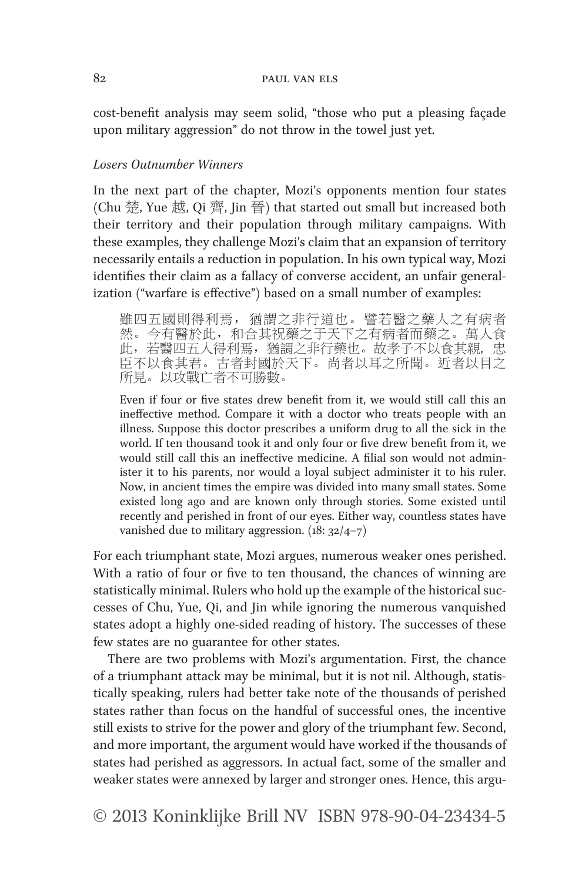cost-benefit analysis may seem solid, "those who put a pleasing façade upon military aggression" do not throw in the towel just yet.

*Losers Outnumber Winners*

In the next part of the chapter, Mozi's opponents mention four states (Chu 楚, Yue 越, Qi 齊, Jin 晉) that started out small but increased both their territory and their population through military campaigns. With these examples, they challenge Mozi's claim that an expansion of territory necessarily entails a reduction in population. In his own typical way, Mozi identifies their claim as a fallacy of converse accident, an unfair generalization ("warfare is effective") based on a small number of examples:

> 雖四五國則得利焉，猶謂之非行道也。譬若醫之藥人之有病者然。今有醫於此，和合其祝藥之于天下之有病者而藥之。萬人食此，若醫四五人得利焉，猶謂之非行藥也。故孝子不以食其親，忠臣不以食其君。古者封國於天下。尚者以耳之所聞。近者以目之所見。以攻戰亡者不可勝數。
>
> Even if four or five states drew benefit from it, we would still call this an ineffective method. Compare it with a doctor who treats people with an illness. Suppose this doctor prescribes a uniform drug to all the sick in the world. If ten thousand took it and only four or five drew benefit from it, we would still call this an ineffective medicine. A filial son would not administer it to his parents, nor would a loyal subject administer it to his ruler. Now, in ancient times the empire was divided into many small states. Some existed long ago and are known only through stories. Some existed until recently and perished in front of our eyes. Either way, countless states have vanished due to military aggression. (18: 32/4–7)

For each triumphant state, Mozi argues, numerous weaker ones perished. With a ratio of four or five to ten thousand, the chances of winning are statistically minimal. Rulers who hold up the example of the historical successes of Chu, Yue, Qi, and Jin while ignoring the numerous vanquished states adopt a highly one-sided reading of history. The successes of these few states are no guarantee for other states.

There are two problems with Mozi's argumentation. First, the chance of a triumphant attack may be minimal, but it is not nil. Although, statistically speaking, rulers had better take note of the thousands of perished states rather than focus on the handful of successful ones, the incentive still exists to strive for the power and glory of the triumphant few. Second, and more important, the argument would have worked if the thousands of states had perished as aggressors. In actual fact, some of the smaller and weaker states were annexed by larger and stronger ones. Hence, this argu-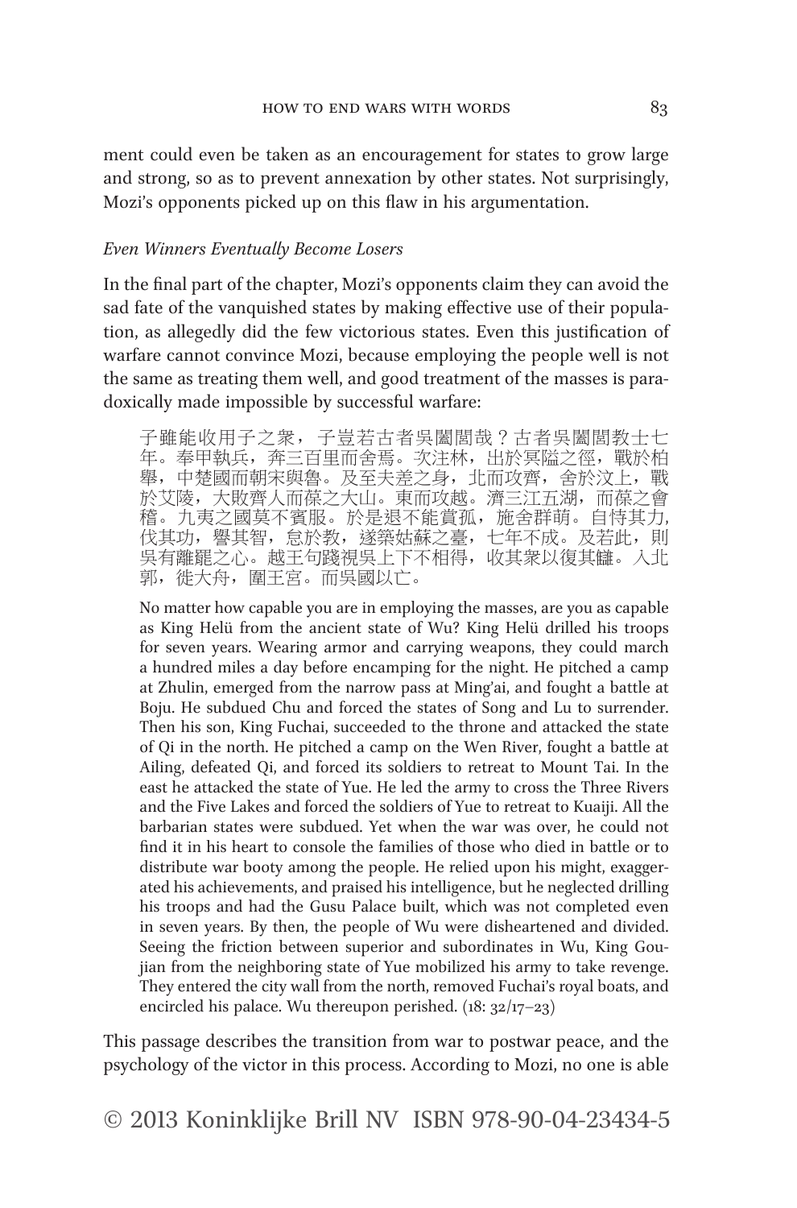ment could even be taken as an encouragement for states to grow large and strong, so as to prevent annexation by other states. Not surprisingly, Mozi's opponents picked up on this flaw in his argumentation.

*Even Winners Eventually Become Losers*

In the final part of the chapter, Mozi's opponents claim they can avoid the sad fate of the vanquished states by making effective use of their population, as allegedly did the few victorious states. Even this justification of warfare cannot convince Mozi, because employing the people well is not the same as treating them well, and good treatment of the masses is paradoxically made impossible by successful warfare:

> 子雖能收用子之衆，子豈若古者吳闔閭哉？古者吳闔閭教士七年。奉甲執兵，奔三百里而舍焉。次注林，出於冥隘之徑，戰於柏舉，中楚國而朝宋與魯。及至夫差之身，北而攻齊，舍於汶上，戰於艾陵，大敗齊人而葆之大山。東而攻越。濟三江五湖，而葆之會稽。九夷之國莫不賓服。於是退不能賞孤，施舍群萌。自恃其力，伐其功，譽其智，怠於教，遂築姑蘇之臺，七年不成。及若此，則吳有離罷之心。越王句踐視吳上下不相得，收其衆以復其讎。入北郭，徙大舟，圍王宮。而吳國以亡。
>
> No matter how capable you are in employing the masses, are you as capable as King Helü from the ancient state of Wu? King Helü drilled his troops for seven years. Wearing armor and carrying weapons, they could march a hundred miles a day before encamping for the night. He pitched a camp at Zhulin, emerged from the narrow pass at Ming'ai, and fought a battle at Boju. He subdued Chu and forced the states of Song and Lu to surrender. Then his son, King Fuchai, succeeded to the throne and attacked the state of Qi in the north. He pitched a camp on the Wen River, fought a battle at Ailing, defeated Qi, and forced its soldiers to retreat to Mount Tai. In the east he attacked the state of Yue. He led the army to cross the Three Rivers and the Five Lakes and forced the soldiers of Yue to retreat to Kuaiji. All the barbarian states were subdued. Yet when the war was over, he could not find it in his heart to console the families of those who died in battle or to distribute war booty among the people. He relied upon his might, exaggerated his achievements, and praised his intelligence, but he neglected drilling his troops and had the Gusu Palace built, which was not completed even in seven years. By then, the people of Wu were disheartened and divided. Seeing the friction between superior and subordinates in Wu, King Goujian from the neighboring state of Yue mobilized his army to take revenge. They entered the city wall from the north, removed Fuchai's royal boats, and encircled his palace. Wu thereupon perished. (18: 32/17–23)

This passage describes the transition from war to postwar peace, and the psychology of the victor in this process. According to Mozi, no one is able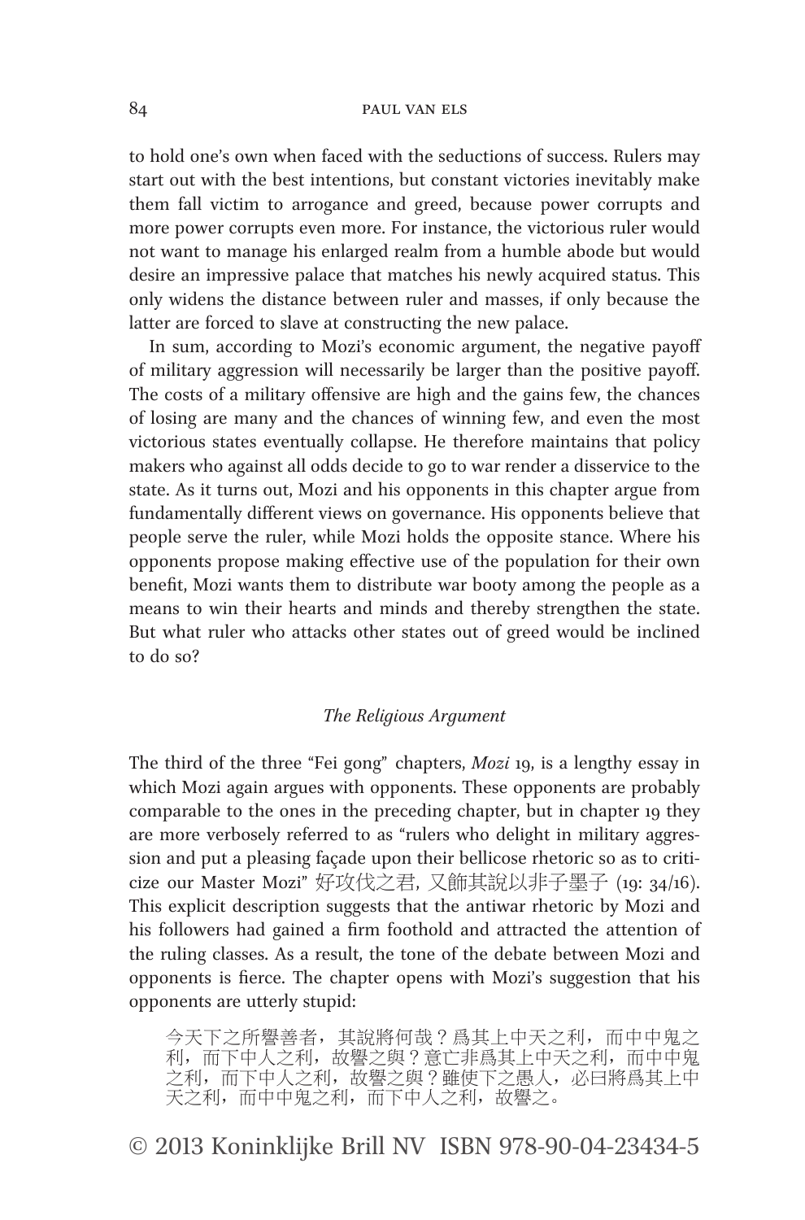to hold one's own when faced with the seductions of success. Rulers may start out with the best intentions, but constant victories inevitably make them fall victim to arrogance and greed, because power corrupts and more power corrupts even more. For instance, the victorious ruler would not want to manage his enlarged realm from a humble abode but would desire an impressive palace that matches his newly acquired status. This only widens the distance between ruler and masses, if only because the latter are forced to slave at constructing the new palace.

In sum, according to Mozi's economic argument, the negative payoff of military aggression will necessarily be larger than the positive payoff. The costs of a military offensive are high and the gains few, the chances of losing are many and the chances of winning few, and even the most victorious states eventually collapse. He therefore maintains that policy makers who against all odds decide to go to war render a disservice to the state. As it turns out, Mozi and his opponents in this chapter argue from fundamentally different views on governance. His opponents believe that people serve the ruler, while Mozi holds the opposite stance. Where his opponents propose making effective use of the population for their own benefit, Mozi wants them to distribute war booty among the people as a means to win their hearts and minds and thereby strengthen the state. But what ruler who attacks other states out of greed would be inclined to do so?

### *The Religious Argument*

The third of the three "Fei gong" chapters, *Mozi* 19, is a lengthy essay in which Mozi again argues with opponents. These opponents are probably comparable to the ones in the preceding chapter, but in chapter 19 they are more verbosely referred to as "rulers who delight in military aggression and put a pleasing façade upon their bellicose rhetoric so as to criticize our Master Mozi" 好攻伐之君，又飾其說以非子墨子 (19: 34/16). This explicit description suggests that the antiwar rhetoric by Mozi and his followers had gained a firm foothold and attracted the attention of the ruling classes. As a result, the tone of the debate between Mozi and opponents is fierce. The chapter opens with Mozi's suggestion that his opponents are utterly stupid:

> 今天下之所譽善者，其說將何哉？爲其上中天之利，而中中鬼之利，而下中人之利，故譽之與？意亡非爲其上中天之利，而中中鬼之利，而下中人之利，故譽之與？雖使下之愚人，必曰將爲其上中天之利，而中中鬼之利，而下中人之利，故譽之。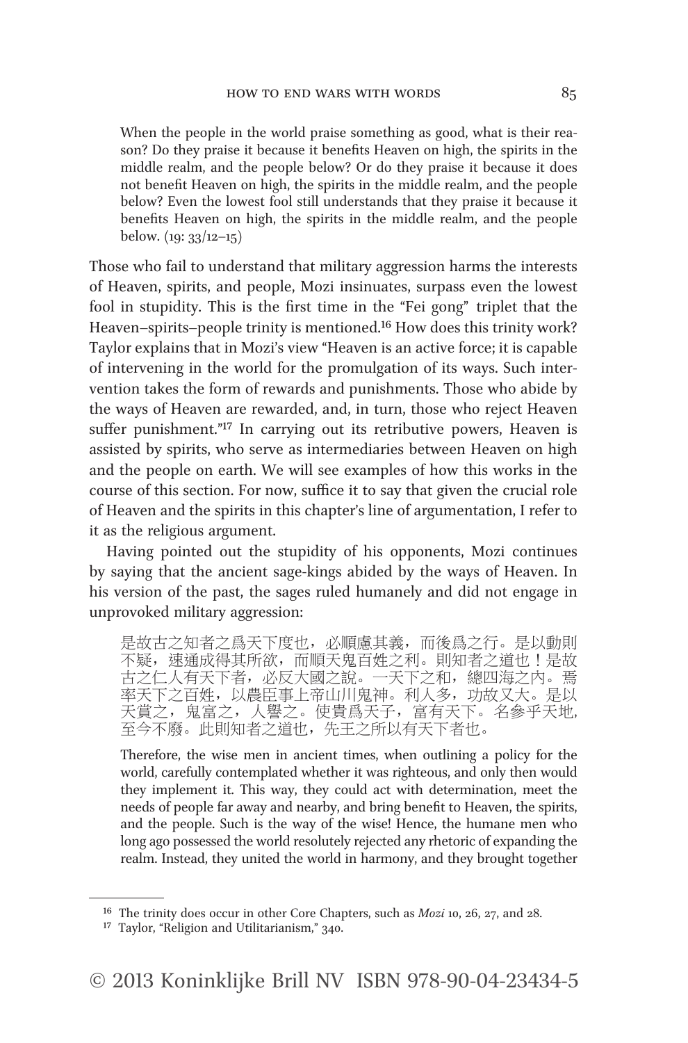> When the people in the world praise something as good, what is their reason? Do they praise it because it benefits Heaven on high, the spirits in the middle realm, and the people below? Or do they praise it because it does not benefit Heaven on high, the spirits in the middle realm, and the people below? Even the lowest fool still understands that they praise it because it benefits Heaven on high, the spirits in the middle realm, and the people below. (19: 33/12–15)

Those who fail to understand that military aggression harms the interests of Heaven, spirits, and people, Mozi insinuates, surpass even the lowest fool in stupidity. This is the first time in the "Fei gong" triplet that the Heaven–spirits–people trinity is mentioned.[16] How does this trinity work? Taylor explains that in Mozi's view "Heaven is an active force; it is capable of intervening in the world for the promulgation of its ways. Such intervention takes the form of rewards and punishments. Those who abide by the ways of Heaven are rewarded, and, in turn, those who reject Heaven suffer punishment."[17] In carrying out its retributive powers, Heaven is assisted by spirits, who serve as intermediaries between Heaven on high and the people on earth. We will see examples of how this works in the course of this section. For now, suffice it to say that given the crucial role of Heaven and the spirits in this chapter's line of argumentation, I refer to it as the religious argument.

Having pointed out the stupidity of his opponents, Mozi continues by saying that the ancient sage-kings abided by the ways of Heaven. In his version of the past, the sages ruled humanely and did not engage in unprovoked military aggression:

> 是故古之知者之爲天下度也，必順慮其義，而後爲之行。是以動則不疑，速通成得其所欲，而順天鬼百姓之利。則知者之道也！是故古之仁人有天下者，必反大國之說。一天下之和，總四海之內。焉率天下之百姓，以農臣事上帝山川鬼神。利人多，功故又大。是以天賞之，鬼富之，人譽之。使貴爲天子，富有天下。名參乎天地，至今不廢。此則知者之道也，先王之所以有天下者也。

> Therefore, the wise men in ancient times, when outlining a policy for the world, carefully contemplated whether it was righteous, and only then would they implement it. This way, they could act with determination, meet the needs of people far away and nearby, and bring benefit to Heaven, the spirits, and the people. Such is the way of the wise! Hence, the humane men who long ago possessed the world resolutely rejected any rhetoric of expanding the realm. Instead, they united the world in harmony, and they brought together

[16] The trinity does occur in other Core Chapters, such as *Mozi* 10, 26, 27, and 28.

[17] Taylor, "Religion and Utilitarianism," 340.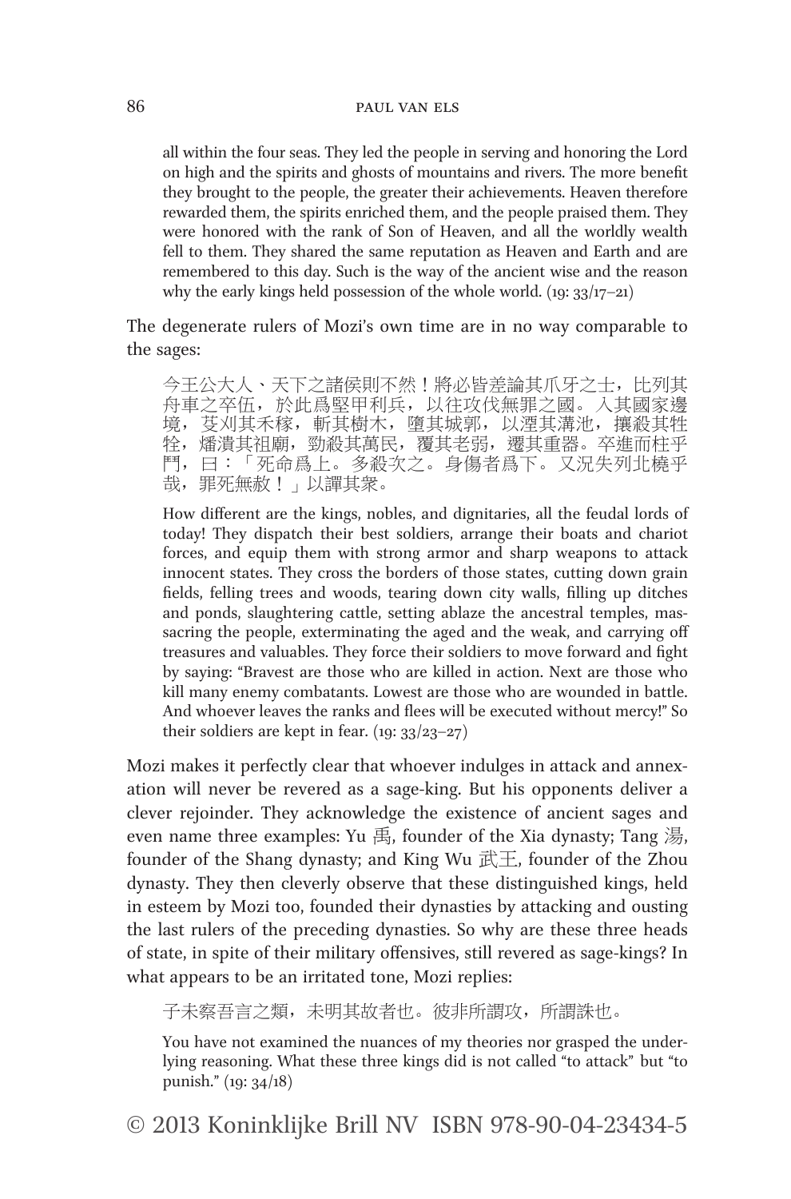> all within the four seas. They led the people in serving and honoring the Lord on high and the spirits and ghosts of mountains and rivers. The more benefit they brought to the people, the greater their achievements. Heaven therefore rewarded them, the spirits enriched them, and the people praised them. They were honored with the rank of Son of Heaven, and all the worldly wealth fell to them. They shared the same reputation as Heaven and Earth and are remembered to this day. Such is the way of the ancient wise and the reason why the early kings held possession of the whole world. (19: 33/17–21)

The degenerate rulers of Mozi's own time are in no way comparable to the sages:

> 今王公大人、天下之諸侯則不然！將必皆差論其爪牙之士，比列其舟車之卒伍，於此爲堅甲利兵，以往攻伐無罪之國。入其國家邊境，芟刈其禾稼，斬其樹木，墮其城郭，以湮其溝池，攘殺其牲牷，燔潰其祖廟，勁殺其萬民，覆其老弱，遷其重器。卒進而柱乎鬥，曰：「死命爲上。多殺次之。身傷者爲下。又況失列北橈乎哉，罪死無赦！」以譂其衆。
>
> How different are the kings, nobles, and dignitaries, all the feudal lords of today! They dispatch their best soldiers, arrange their boats and chariot forces, and equip them with strong armor and sharp weapons to attack innocent states. They cross the borders of those states, cutting down grain fields, felling trees and woods, tearing down city walls, filling up ditches and ponds, slaughtering cattle, setting ablaze the ancestral temples, massacring the people, exterminating the aged and the weak, and carrying off treasures and valuables. They force their soldiers to move forward and fight by saying: "Bravest are those who are killed in action. Next are those who kill many enemy combatants. Lowest are those who are wounded in battle. And whoever leaves the ranks and flees will be executed without mercy!" So their soldiers are kept in fear. (19: 33/23–27)

Mozi makes it perfectly clear that whoever indulges in attack and annexation will never be revered as a sage-king. But his opponents deliver a clever rejoinder. They acknowledge the existence of ancient sages and even name three examples: Yu 禹, founder of the Xia dynasty; Tang 湯, founder of the Shang dynasty; and King Wu 武王, founder of the Zhou dynasty. They then cleverly observe that these distinguished kings, held in esteem by Mozi too, founded their dynasties by attacking and ousting the last rulers of the preceding dynasties. So why are these three heads of state, in spite of their military offensives, still revered as sage-kings? In what appears to be an irritated tone, Mozi replies:

> 子未察吾言之類，未明其故者也。彼非所謂攻，所謂誅也。
>
> You have not examined the nuances of my theories nor grasped the underlying reasoning. What these three kings did is not called "to attack" but "to punish." (19: 34/18)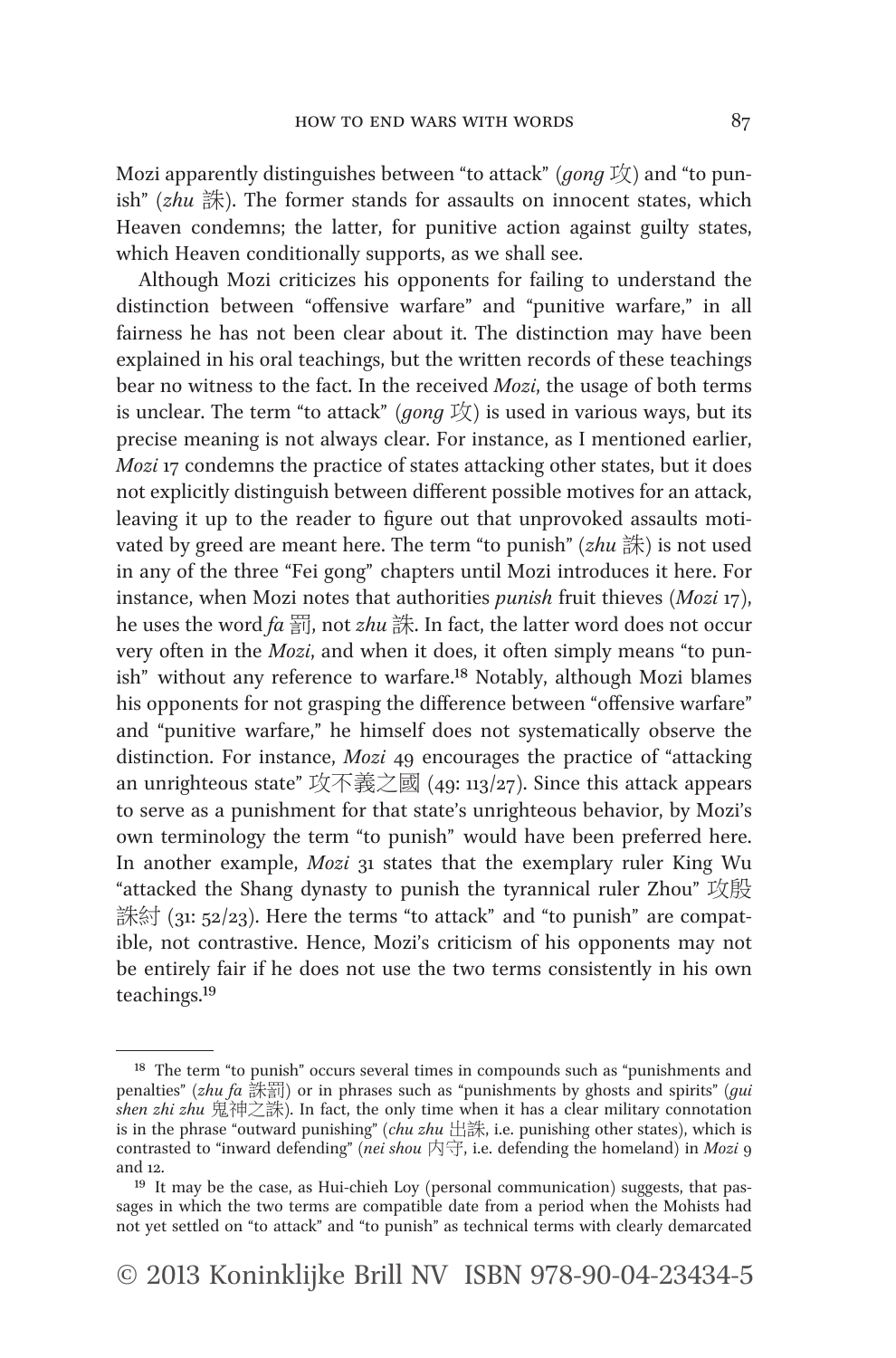Mozi apparently distinguishes between "to attack" (*gong* 攻) and "to punish" (*zhu* 誅). The former stands for assaults on innocent states, which Heaven condemns; the latter, for punitive action against guilty states, which Heaven conditionally supports, as we shall see.

Although Mozi criticizes his opponents for failing to understand the distinction between "offensive warfare" and "punitive warfare," in all fairness he has not been clear about it. The distinction may have been explained in his oral teachings, but the written records of these teachings bear no witness to the fact. In the received *Mozi*, the usage of both terms is unclear. The term "to attack" (*gong* 攻) is used in various ways, but its precise meaning is not always clear. For instance, as I mentioned earlier, *Mozi* 17 condemns the practice of states attacking other states, but it does not explicitly distinguish between different possible motives for an attack, leaving it up to the reader to figure out that unprovoked assaults motivated by greed are meant here. The term "to punish" (*zhu* 誅) is not used in any of the three "Fei gong" chapters until Mozi introduces it here. For instance, when Mozi notes that authorities *punish* fruit thieves (*Mozi* 17), he uses the word *fa* 罰, not *zhu* 誅. In fact, the latter word does not occur very often in the *Mozi*, and when it does, it often simply means "to punish" without any reference to warfare.[18] Notably, although Mozi blames his opponents for not grasping the difference between "offensive warfare" and "punitive warfare," he himself does not systematically observe the distinction. For instance, *Mozi* 49 encourages the practice of "attacking an unrighteous state" 攻不義之國 (49: 113/27). Since this attack appears to serve as a punishment for that state's unrighteous behavior, by Mozi's own terminology the term "to punish" would have been preferred here. In another example, *Mozi* 31 states that the exemplary ruler King Wu "attacked the Shang dynasty to punish the tyrannical ruler Zhou" 攻殷誅紂 (31: 52/23). Here the terms "to attack" and "to punish" are compatible, not contrastive. Hence, Mozi's criticism of his opponents may not be entirely fair if he does not use the two terms consistently in his own teachings.[19]

---

[18] The term "to punish" occurs several times in compounds such as "punishments and penalties" (*zhu fa* 誅罰) or in phrases such as "punishments by ghosts and spirits" (*gui shen zhi zhu* 鬼神之誅). In fact, the only time when it has a clear military connotation is in the phrase "outward punishing" (*chu zhu* 出誅, i.e. punishing other states), which is contrasted to "inward defending" (*nei shou* 內守, i.e. defending the homeland) in *Mozi* 9 and 12.

[19] It may be the case, as Hui-chieh Loy (personal communication) suggests, that passages in which the two terms are compatible date from a period when the Mohists had not yet settled on "to attack" and "to punish" as technical terms with clearly demarcated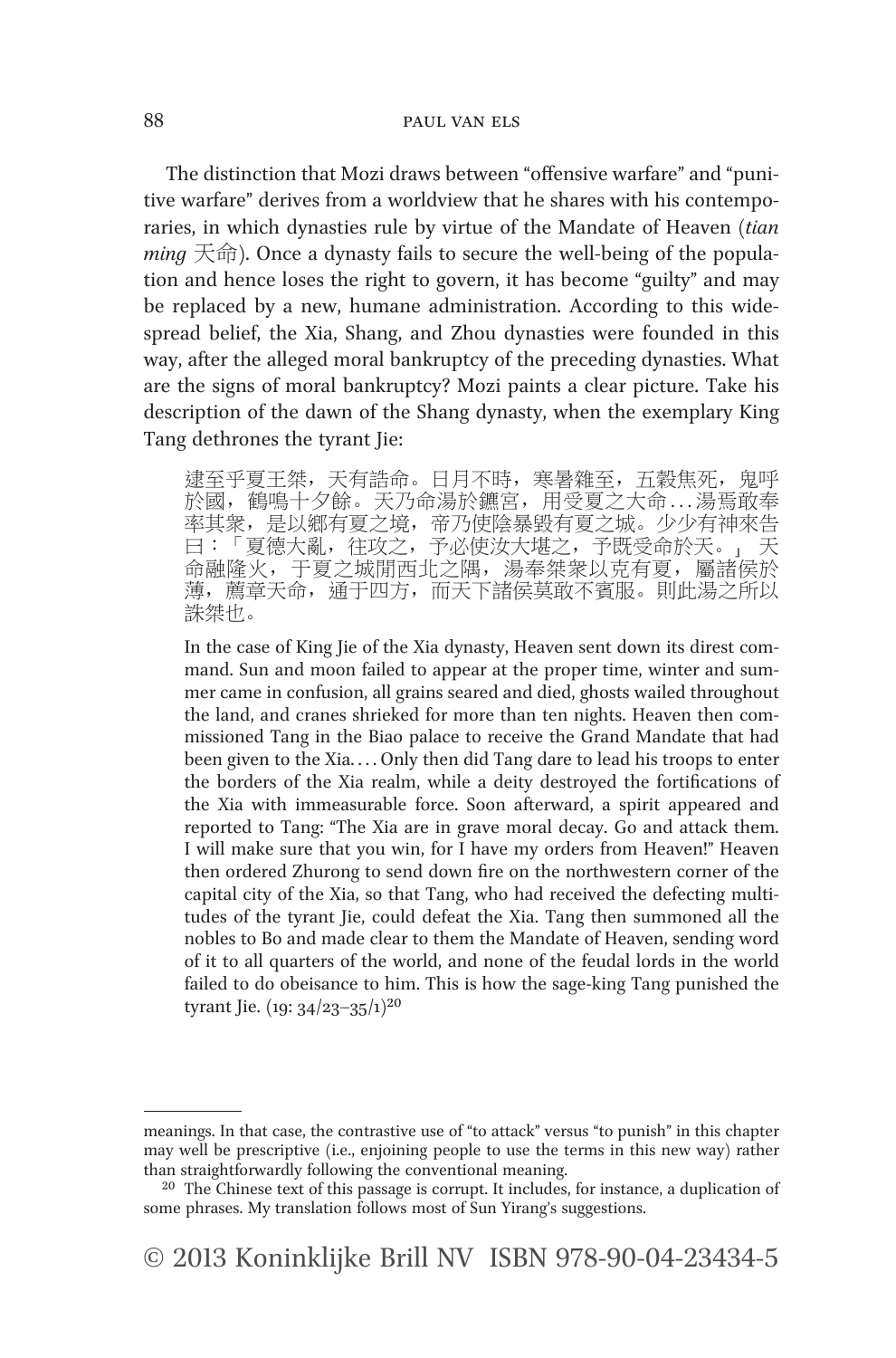The distinction that Mozi draws between "offensive warfare" and "punitive warfare" derives from a worldview that he shares with his contemporaries, in which dynasties rule by virtue of the Mandate of Heaven (*tian ming* 天命). Once a dynasty fails to secure the well-being of the population and hence loses the right to govern, it has become "guilty" and may be replaced by a new, humane administration. According to this widespread belief, the Xia, Shang, and Zhou dynasties were founded in this way, after the alleged moral bankruptcy of the preceding dynasties. What are the signs of moral bankruptcy? Mozi paints a clear picture. Take his description of the dawn of the Shang dynasty, when the exemplary King Tang dethrones the tyrant Jie:

> 逮至乎夏王桀，天有誥命。日月不時，寒暑雜至，五穀焦死，鬼呼於國，鶴鳴十夕餘。天乃命湯於鑣宮，用受夏之大命 ... 湯焉敢奉率其衆，是以鄉有夏之境，帝乃使陰暴毀有夏之城。少少有神來告曰：「夏德大亂，往攻之，予必使汝大堪之，予既受命於天。」天命融隆火，于夏之城閒西北之隅，湯奉桀衆以克有夏，屬諸侯於薄，薦章天命，通于四方，而天下諸侯莫敢不賓服。則此湯之所以誅桀也。
>
> In the case of King Jie of the Xia dynasty, Heaven sent down its direst command. Sun and moon failed to appear at the proper time, winter and summer came in confusion, all grains seared and died, ghosts wailed throughout the land, and cranes shrieked for more than ten nights. Heaven then commissioned Tang in the Biao palace to receive the Grand Mandate that had been given to the Xia. ... Only then did Tang dare to lead his troops to enter the borders of the Xia realm, while a deity destroyed the fortifications of the Xia with immeasurable force. Soon afterward, a spirit appeared and reported to Tang: "The Xia are in grave moral decay. Go and attack them. I will make sure that you win, for I have my orders from Heaven!" Heaven then ordered Zhurong to send down fire on the northwestern corner of the capital city of the Xia, so that Tang, who had received the defecting multitudes of the tyrant Jie, could defeat the Xia. Tang then summoned all the nobles to Bo and made clear to them the Mandate of Heaven, sending word of it to all quarters of the world, and none of the feudal lords in the world failed to do obeisance to him. This is how the sage-king Tang punished the tyrant Jie. (19: 34/23–35/1)[20]

---

meanings. In that case, the contrastive use of "to attack" versus "to punish" in this chapter may well be prescriptive (i.e., enjoining people to use the terms in this new way) rather than straightforwardly following the conventional meaning.

[20] The Chinese text of this passage is corrupt. It includes, for instance, a duplication of some phrases. My translation follows most of Sun Yirang's suggestions.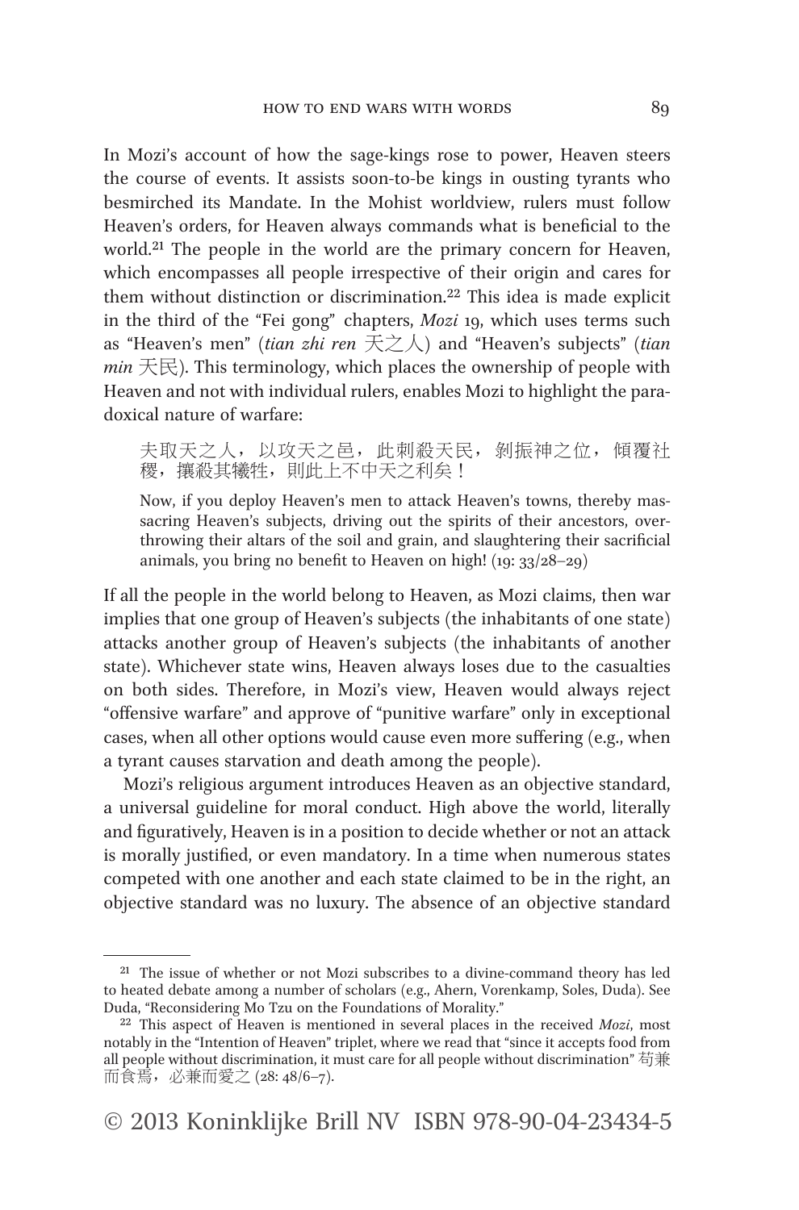In Mozi's account of how the sage-kings rose to power, Heaven steers the course of events. It assists soon-to-be kings in ousting tyrants who besmirched its Mandate. In the Mohist worldview, rulers must follow Heaven's orders, for Heaven always commands what is beneficial to the world.[21] The people in the world are the primary concern for Heaven, which encompasses all people irrespective of their origin and cares for them without distinction or discrimination.[22] This idea is made explicit in the third of the "Fei gong" chapters, *Mozi* 19, which uses terms such as "Heaven's men" (*tian zhi ren* 天之人) and "Heaven's subjects" (*tian min* 天民). This terminology, which places the ownership of people with Heaven and not with individual rulers, enables Mozi to highlight the paradoxical nature of warfare:

> 夫取天之人，以攻天之邑，此刺殺天民，剝振神之位，傾覆社稷，攘殺其犧牲，則此上不中天之利矣！
>
> Now, if you deploy Heaven's men to attack Heaven's towns, thereby massacring Heaven's subjects, driving out the spirits of their ancestors, overthrowing their altars of the soil and grain, and slaughtering their sacrificial animals, you bring no benefit to Heaven on high! (19: 33/28–29)

If all the people in the world belong to Heaven, as Mozi claims, then war implies that one group of Heaven's subjects (the inhabitants of one state) attacks another group of Heaven's subjects (the inhabitants of another state). Whichever state wins, Heaven always loses due to the casualties on both sides. Therefore, in Mozi's view, Heaven would always reject "offensive warfare" and approve of "punitive warfare" only in exceptional cases, when all other options would cause even more suffering (e.g., when a tyrant causes starvation and death among the people).

Mozi's religious argument introduces Heaven as an objective standard, a universal guideline for moral conduct. High above the world, literally and figuratively, Heaven is in a position to decide whether or not an attack is morally justified, or even mandatory. In a time when numerous states competed with one another and each state claimed to be in the right, an objective standard was no luxury. The absence of an objective standard

---

[21] The issue of whether or not Mozi subscribes to a divine-command theory has led to heated debate among a number of scholars (e.g., Ahern, Vorenkamp, Soles, Duda). See Duda, "Reconsidering Mo Tzu on the Foundations of Morality."

[22] This aspect of Heaven is mentioned in several places in the received *Mozi*, most notably in the "Intention of Heaven" triplet, where we read that "since it accepts food from all people without discrimination, it must care for all people without discrimination" 苟兼而食焉，必兼而愛之 (28: 48/6–7).

© 2013 Koninklijke Brill NV ISBN 978-90-04-23434-5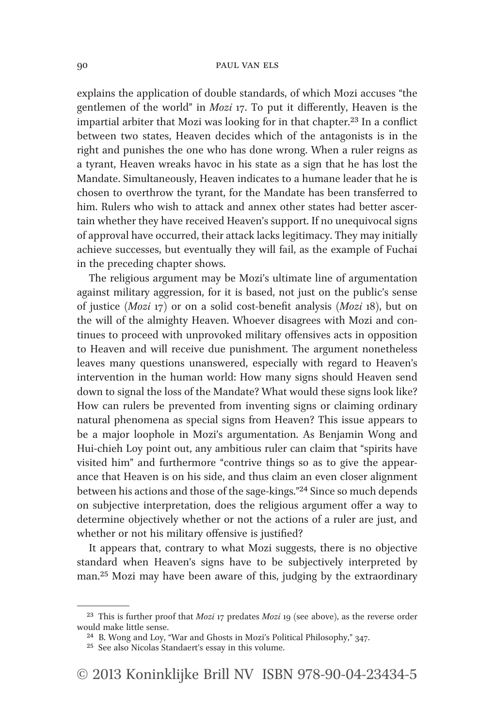explains the application of double standards, of which Mozi accuses "the gentlemen of the world" in *Mozi* 17. To put it differently, Heaven is the impartial arbiter that Mozi was looking for in that chapter.[23] In a conflict between two states, Heaven decides which of the antagonists is in the right and punishes the one who has done wrong. When a ruler reigns as a tyrant, Heaven wreaks havoc in his state as a sign that he has lost the Mandate. Simultaneously, Heaven indicates to a humane leader that he is chosen to overthrow the tyrant, for the Mandate has been transferred to him. Rulers who wish to attack and annex other states had better ascertain whether they have received Heaven's support. If no unequivocal signs of approval have occurred, their attack lacks legitimacy. They may initially achieve successes, but eventually they will fail, as the example of Fuchai in the preceding chapter shows.

The religious argument may be Mozi's ultimate line of argumentation against military aggression, for it is based, not just on the public's sense of justice (*Mozi* 17) or on a solid cost-benefit analysis (*Mozi* 18), but on the will of the almighty Heaven. Whoever disagrees with Mozi and continues to proceed with unprovoked military offensives acts in opposition to Heaven and will receive due punishment. The argument nonetheless leaves many questions unanswered, especially with regard to Heaven's intervention in the human world: How many signs should Heaven send down to signal the loss of the Mandate? What would these signs look like? How can rulers be prevented from inventing signs or claiming ordinary natural phenomena as special signs from Heaven? This issue appears to be a major loophole in Mozi's argumentation. As Benjamin Wong and Hui-chieh Loy point out, any ambitious ruler can claim that "spirits have visited him" and furthermore "contrive things so as to give the appearance that Heaven is on his side, and thus claim an even closer alignment between his actions and those of the sage-kings."[24] Since so much depends on subjective interpretation, does the religious argument offer a way to determine objectively whether or not the actions of a ruler are just, and whether or not his military offensive is justified?

It appears that, contrary to what Mozi suggests, there is no objective standard when Heaven's signs have to be subjectively interpreted by man.[25] Mozi may have been aware of this, judging by the extraordinary

---

[23] This is further proof that *Mozi* 17 predates *Mozi* 19 (see above), as the reverse order would make little sense.

[24] B. Wong and Loy, "War and Ghosts in Mozi's Political Philosophy," 347.

[25] See also Nicolas Standaert's essay in this volume.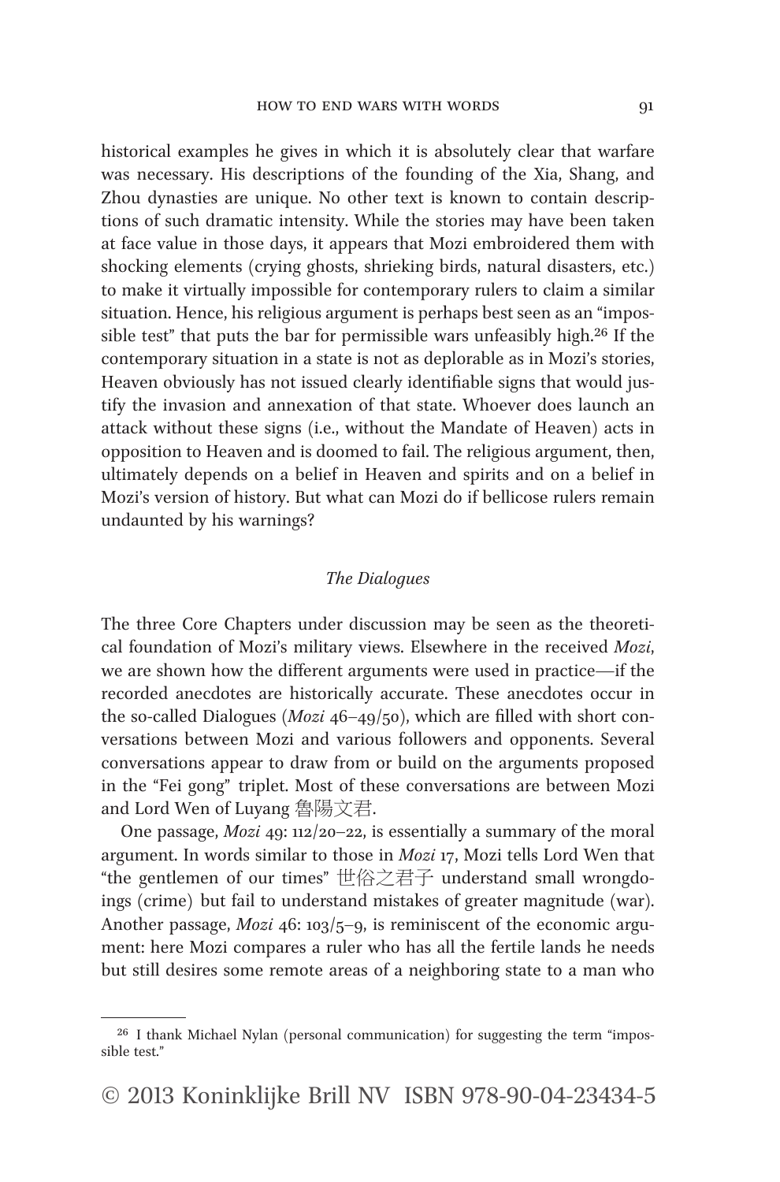historical examples he gives in which it is absolutely clear that warfare was necessary. His descriptions of the founding of the Xia, Shang, and Zhou dynasties are unique. No other text is known to contain descriptions of such dramatic intensity. While the stories may have been taken at face value in those days, it appears that Mozi embroidered them with shocking elements (crying ghosts, shrieking birds, natural disasters, etc.) to make it virtually impossible for contemporary rulers to claim a similar situation. Hence, his religious argument is perhaps best seen as an "impossible test" that puts the bar for permissible wars unfeasibly high.[26] If the contemporary situation in a state is not as deplorable as in Mozi's stories, Heaven obviously has not issued clearly identifiable signs that would justify the invasion and annexation of that state. Whoever does launch an attack without these signs (i.e., without the Mandate of Heaven) acts in opposition to Heaven and is doomed to fail. The religious argument, then, ultimately depends on a belief in Heaven and spirits and on a belief in Mozi's version of history. But what can Mozi do if bellicose rulers remain undaunted by his warnings?

### *The Dialogues*

The three Core Chapters under discussion may be seen as the theoretical foundation of Mozi's military views. Elsewhere in the received *Mozi*, we are shown how the different arguments were used in practice—if the recorded anecdotes are historically accurate. These anecdotes occur in the so-called Dialogues (*Mozi* 46–49/50), which are filled with short conversations between Mozi and various followers and opponents. Several conversations appear to draw from or build on the arguments proposed in the "Fei gong" triplet. Most of these conversations are between Mozi and Lord Wen of Luyang 魯陽文君.

One passage, *Mozi* 49: 112/20–22, is essentially a summary of the moral argument. In words similar to those in *Mozi* 17, Mozi tells Lord Wen that "the gentlemen of our times" 世俗之君子 understand small wrongdoings (crime) but fail to understand mistakes of greater magnitude (war). Another passage, *Mozi* 46: 103/5–9, is reminiscent of the economic argument: here Mozi compares a ruler who has all the fertile lands he needs but still desires some remote areas of a neighboring state to a man who

[26] I thank Michael Nylan (personal communication) for suggesting the term "impossible test."

© 2013 Koninklijke Brill NV ISBN 978-90-04-23434-5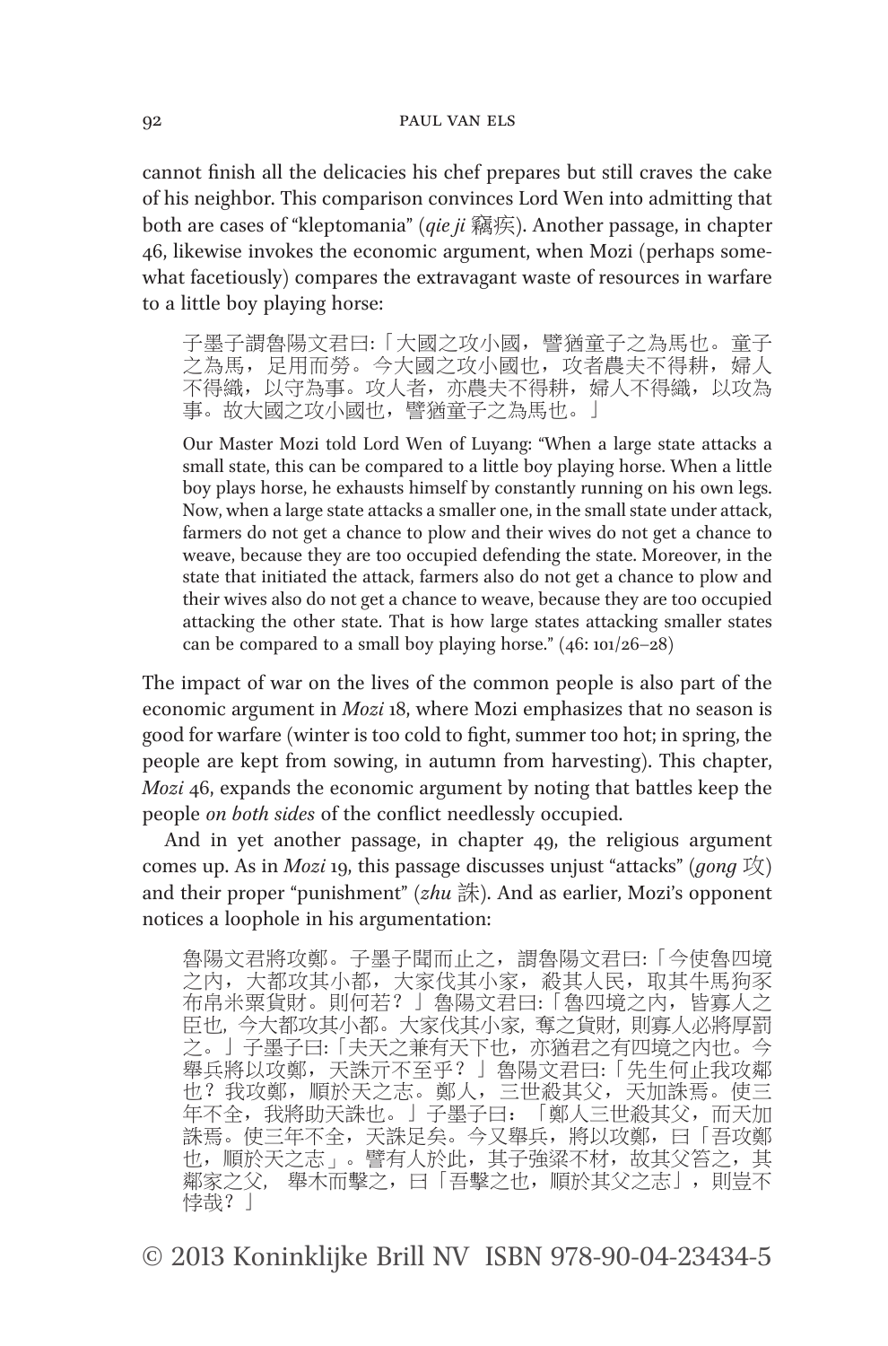cannot finish all the delicacies his chef prepares but still craves the cake of his neighbor. This comparison convinces Lord Wen into admitting that both are cases of "kleptomania" (*qie ji* 竊疾). Another passage, in chapter 46, likewise invokes the economic argument, when Mozi (perhaps somewhat facetiously) compares the extravagant waste of resources in warfare to a little boy playing horse:

> 子墨子謂魯陽文君曰:「大國之攻小國，譬猶童子之為馬也。童子之為馬，足用而勞。今大國之攻小國也，攻者農夫不得耕，婦人不得織，以守為事。攻人者，亦農夫不得耕，婦人不得織，以攻為事。故大國之攻小國也，譬猶童子之為馬也。」
>
> Our Master Mozi told Lord Wen of Luyang: "When a large state attacks a small state, this can be compared to a little boy playing horse. When a little boy plays horse, he exhausts himself by constantly running on his own legs. Now, when a large state attacks a smaller one, in the small state under attack, farmers do not get a chance to plow and their wives do not get a chance to weave, because they are too occupied defending the state. Moreover, in the state that initiated the attack, farmers also do not get a chance to plow and their wives also do not get a chance to weave, because they are too occupied attacking the other state. That is how large states attacking smaller states can be compared to a small boy playing horse." (46: 101/26–28)

The impact of war on the lives of the common people is also part of the economic argument in *Mozi* 18, where Mozi emphasizes that no season is good for warfare (winter is too cold to fight, summer too hot; in spring, the people are kept from sowing, in autumn from harvesting). This chapter, *Mozi* 46, expands the economic argument by noting that battles keep the people *on both sides* of the conflict needlessly occupied.

And in yet another passage, in chapter 49, the religious argument comes up. As in *Mozi* 19, this passage discusses unjust "attacks" (*gong* 攻) and their proper "punishment" (*zhu* 誅). And as earlier, Mozi's opponent notices a loophole in his argumentation:

> 魯陽文君將攻鄭。子墨子聞而止之，謂魯陽文君曰:「今使魯四境之內，大都攻其小都，大家伐其小家，殺其人民，取其牛馬狗豕布帛米粟貨財。則何若？」魯陽文君曰:「魯四境之內，皆寡人之臣也，今大都攻其小都。大家伐其小家，奪之貨財，則寡人必將厚罰之。」子墨子曰:「夫天之兼有天下也，亦猶君之有四境之內也。今舉兵將以攻鄭，天誅亓不至乎？」魯陽文君曰:「先生何止我攻鄭也？我攻鄭，順於天之志。鄭人，三世殺其父，天加誅焉。使三年不全，我將助天誅也。」子墨子曰：「鄭人三世殺其父，而天加誅焉。使三年不全，天誅足矣。今又舉兵，將以攻鄭，曰「吾攻鄭也，順於天之志」。譬有人於此，其子強粱不材，故其父笞之，其鄰家之父，舉木而擊之，曰「吾擊之也，順於其父之志」，則豈不悖哉？」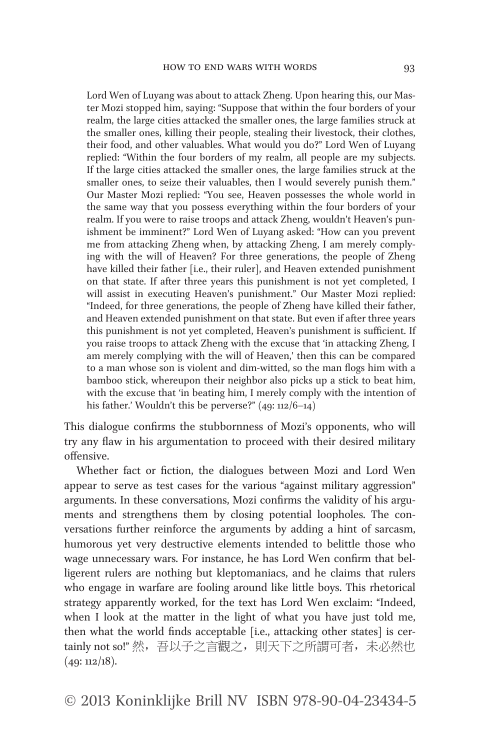> Lord Wen of Luyang was about to attack Zheng. Upon hearing this, our Master Mozi stopped him, saying: "Suppose that within the four borders of your realm, the large cities attacked the smaller ones, the large families struck at the smaller ones, killing their people, stealing their livestock, their clothes, their food, and other valuables. What would you do?" Lord Wen of Luyang replied: "Within the four borders of my realm, all people are my subjects. If the large cities attacked the smaller ones, the large families struck at the smaller ones, to seize their valuables, then I would severely punish them." Our Master Mozi replied: "You see, Heaven possesses the whole world in the same way that you possess everything within the four borders of your realm. If you were to raise troops and attack Zheng, wouldn't Heaven's punishment be imminent?" Lord Wen of Luyang asked: "How can you prevent me from attacking Zheng when, by attacking Zheng, I am merely complying with the will of Heaven? For three generations, the people of Zheng have killed their father [i.e., their ruler], and Heaven extended punishment on that state. If after three years this punishment is not yet completed, I will assist in executing Heaven's punishment." Our Master Mozi replied: "Indeed, for three generations, the people of Zheng have killed their father, and Heaven extended punishment on that state. But even if after three years this punishment is not yet completed, Heaven's punishment is sufficient. If you raise troops to attack Zheng with the excuse that 'in attacking Zheng, I am merely complying with the will of Heaven,' then this can be compared to a man whose son is violent and dim-witted, so the man flogs him with a bamboo stick, whereupon their neighbor also picks up a stick to beat him, with the excuse that 'in beating him, I merely comply with the intention of his father.' Wouldn't this be perverse?" (49: 112/6–14)

This dialogue confirms the stubbornness of Mozi's opponents, who will try any flaw in his argumentation to proceed with their desired military offensive.

Whether fact or fiction, the dialogues between Mozi and Lord Wen appear to serve as test cases for the various "against military aggression" arguments. In these conversations, Mozi confirms the validity of his arguments and strengthens them by closing potential loopholes. The conversations further reinforce the arguments by adding a hint of sarcasm, humorous yet very destructive elements intended to belittle those who wage unnecessary wars. For instance, he has Lord Wen confirm that belligerent rulers are nothing but kleptomaniacs, and he claims that rulers who engage in warfare are fooling around like little boys. This rhetorical strategy apparently worked, for the text has Lord Wen exclaim: "Indeed, when I look at the matter in the light of what you have just told me, then what the world finds acceptable [i.e., attacking other states] is certainly not so!" 然，吾以子之言觀之，則天下之所謂可者，未必然也 (49: 112/18).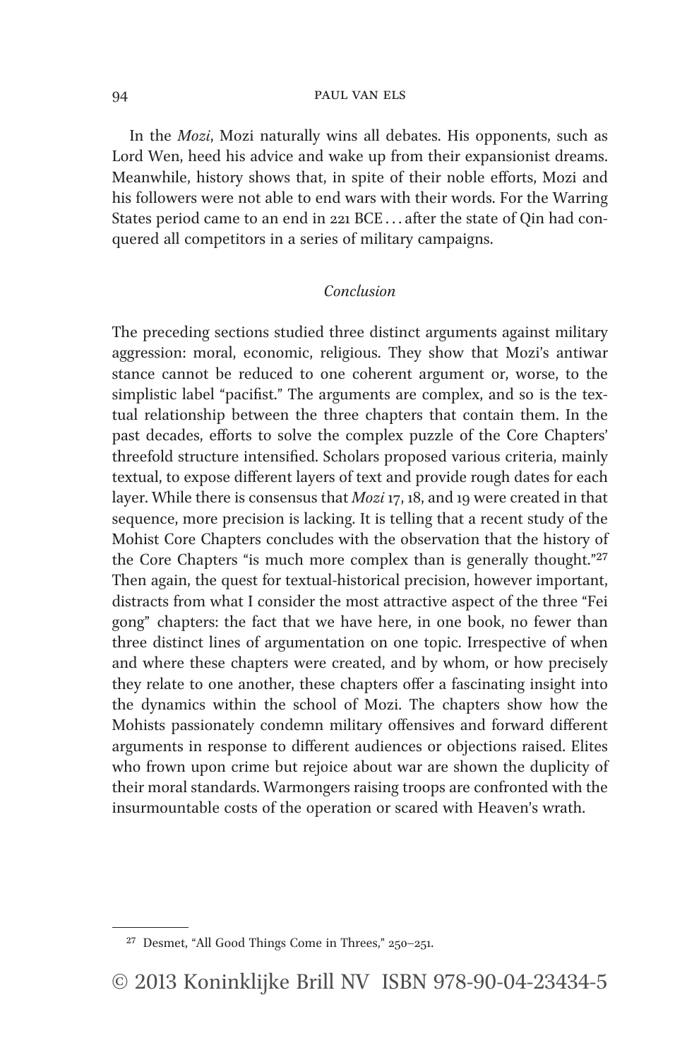In the *Mozi*, Mozi naturally wins all debates. His opponents, such as Lord Wen, heed his advice and wake up from their expansionist dreams. Meanwhile, history shows that, in spite of their noble efforts, Mozi and his followers were not able to end wars with their words. For the Warring States period came to an end in 221 BCE . . . after the state of Qin had conquered all competitors in a series of military campaigns.

## *Conclusion*

The preceding sections studied three distinct arguments against military aggression: moral, economic, religious. They show that Mozi's antiwar stance cannot be reduced to one coherent argument or, worse, to the simplistic label "pacifist." The arguments are complex, and so is the textual relationship between the three chapters that contain them. In the past decades, efforts to solve the complex puzzle of the Core Chapters' threefold structure intensified. Scholars proposed various criteria, mainly textual, to expose different layers of text and provide rough dates for each layer. While there is consensus that *Mozi* 17, 18, and 19 were created in that sequence, more precision is lacking. It is telling that a recent study of the Mohist Core Chapters concludes with the observation that the history of the Core Chapters "is much more complex than is generally thought."[27] Then again, the quest for textual-historical precision, however important, distracts from what I consider the most attractive aspect of the three "Fei gong" chapters: the fact that we have here, in one book, no fewer than three distinct lines of argumentation on one topic. Irrespective of when and where these chapters were created, and by whom, or how precisely they relate to one another, these chapters offer a fascinating insight into the dynamics within the school of Mozi. The chapters show how the Mohists passionately condemn military offensives and forward different arguments in response to different audiences or objections raised. Elites who frown upon crime but rejoice about war are shown the duplicity of their moral standards. Warmongers raising troops are confronted with the insurmountable costs of the operation or scared with Heaven's wrath.

---

[27] Desmet, "All Good Things Come in Threes," 250–251.